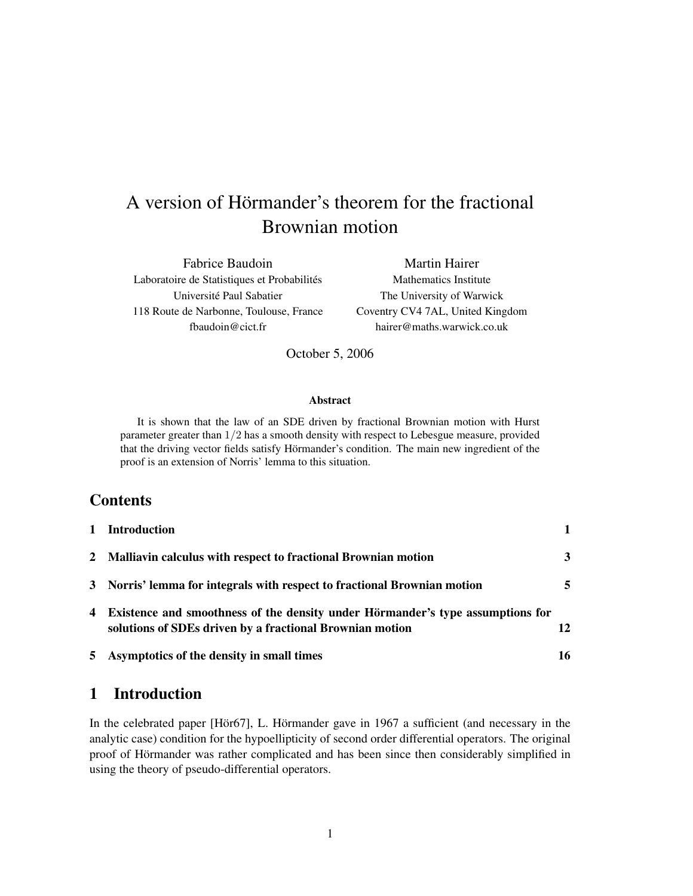# A version of Hörmander's theorem for the fractional Brownian motion

Fabrice Baudoin
Laboratoire de Statistiques et Probabilités
Université Paul Sabatier
118 Route de Narbonne, Toulouse, France
fbaudoin@cict.fr

Martin Hairer
Mathematics Institute
The University of Warwick
Coventry CV4 7AL, United Kingdom
hairer@maths.warwick.co.uk

October 5, 2006

**Abstract**

It is shown that the law of an SDE driven by fractional Brownian motion with Hurst parameter greater than $1/2$ has a smooth density with respect to Lebesgue measure, provided that the driving vector fields satisfy Hörmander's condition. The main new ingredient of the proof is an extension of Norris' lemma to this situation.

## Contents

| | | |
|---|---|---|
| **1** | **Introduction** | **1** |
| **2** | **Malliavin calculus with respect to fractional Brownian motion** | **3** |
| **3** | **Norris' lemma for integrals with respect to fractional Brownian motion** | **5** |
| **4** | **Existence and smoothness of the density under Hörmander's type assumptions for solutions of SDEs driven by a fractional Brownian motion** | **12** |
| **5** | **Asymptotics of the density in small times** | **16** |

## 1 Introduction

In the celebrated paper [Hör67], L. Hörmander gave in 1967 a sufficient (and necessary in the analytic case) condition for the hypoellipticity of second order differential operators. The original proof of Hörmander was rather complicated and has been since then considerably simplified in using the theory of pseudo-differential operators.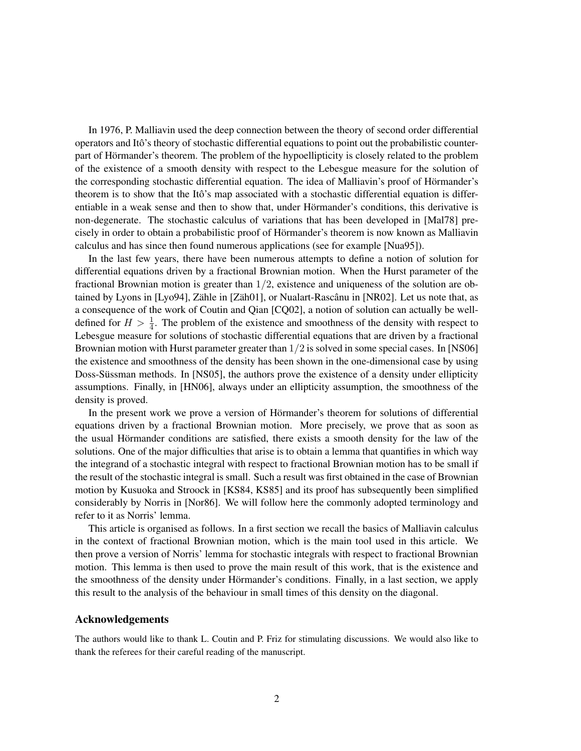In 1976, P. Malliavin used the deep connection between the theory of second order differential operators and Itô's theory of stochastic differential equations to point out the probabilistic counterpart of Hörmander's theorem. The problem of the hypoellipticity is closely related to the problem of the existence of a smooth density with respect to the Lebesgue measure for the solution of the corresponding stochastic differential equation. The idea of Malliavin's proof of Hörmander's theorem is to show that the Itô's map associated with a stochastic differential equation is differentiable in a weak sense and then to show that, under Hörmander's conditions, this derivative is non-degenerate. The stochastic calculus of variations that has been developed in [Mal78] precisely in order to obtain a probabilistic proof of Hörmander's theorem is now known as Malliavin calculus and has since then found numerous applications (see for example [Nua95]).

In the last few years, there have been numerous attempts to define a notion of solution for differential equations driven by a fractional Brownian motion. When the Hurst parameter of the fractional Brownian motion is greater than $1/2$, existence and uniqueness of the solution are obtained by Lyons in [Lyo94], Zähle in [Zäh01], or Nualart-Rascânu in [NR02]. Let us note that, as a consequence of the work of Coutin and Qian [CQ02], a notion of solution can actually be well-defined for $H > \frac{1}{4}$. The problem of the existence and smoothness of the density with respect to Lebesgue measure for solutions of stochastic differential equations that are driven by a fractional Brownian motion with Hurst parameter greater than $1/2$ is solved in some special cases. In [NS06] the existence and smoothness of the density has been shown in the one-dimensional case by using Doss-Süssman methods. In [NS05], the authors prove the existence of a density under ellipticity assumptions. Finally, in [HN06], always under an ellipticity assumption, the smoothness of the density is proved.

In the present work we prove a version of Hörmander's theorem for solutions of differential equations driven by a fractional Brownian motion. More precisely, we prove that as soon as the usual Hörmander conditions are satisfied, there exists a smooth density for the law of the solutions. One of the major difficulties that arise is to obtain a lemma that quantifies in which way the integrand of a stochastic integral with respect to fractional Brownian motion has to be small if the result of the stochastic integral is small. Such a result was first obtained in the case of Brownian motion by Kusuoka and Stroock in [KS84, KS85] and its proof has subsequently been simplified considerably by Norris in [Nor86]. We will follow here the commonly adopted terminology and refer to it as Norris' lemma.

This article is organised as follows. In a first section we recall the basics of Malliavin calculus in the context of fractional Brownian motion, which is the main tool used in this article. We then prove a version of Norris' lemma for stochastic integrals with respect to fractional Brownian motion. This lemma is then used to prove the main result of this work, that is the existence and the smoothness of the density under Hörmander's conditions. Finally, in a last section, we apply this result to the analysis of the behaviour in small times of this density on the diagonal.

## Acknowledgements

The authors would like to thank L. Coutin and P. Friz for stimulating discussions. We would also like to thank the referees for their careful reading of the manuscript.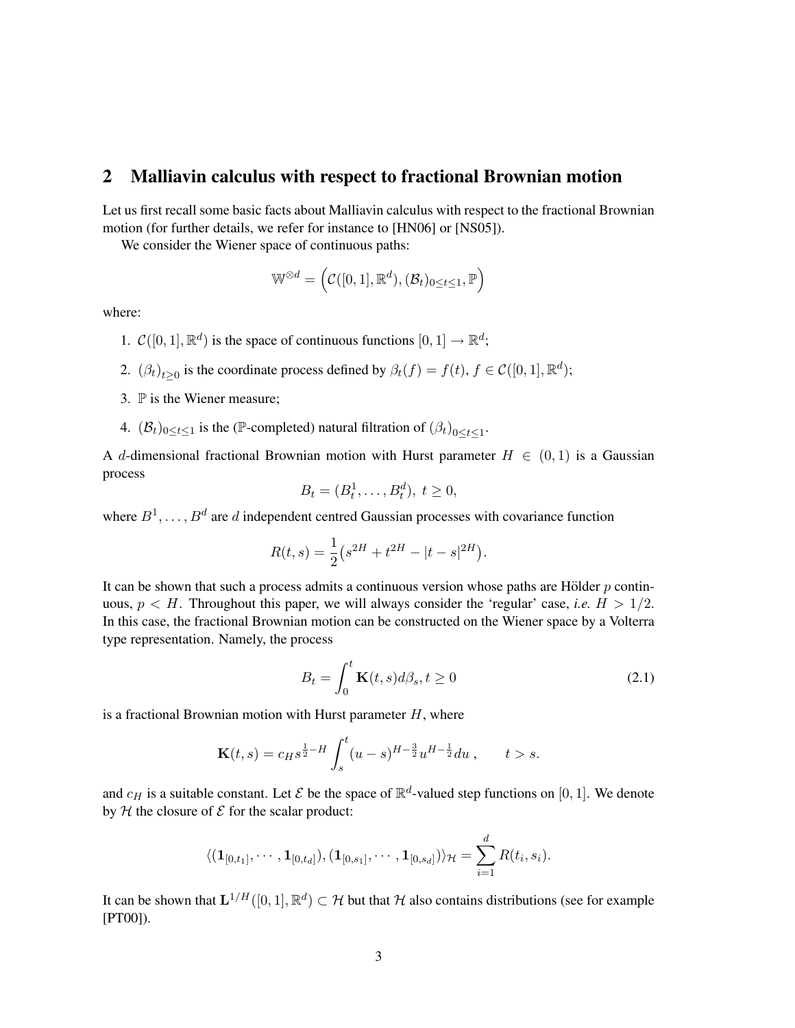## 2 Malliavin calculus with respect to fractional Brownian motion

Let us first recall some basic facts about Malliavin calculus with respect to the fractional Brownian motion (for further details, we refer for instance to [HN06] or [NS05]).

We consider the Wiener space of continuous paths:

$$\mathbb{W}^{\otimes d} = \Big(\mathcal{C}([0,1],\mathbb{R}^d), (\mathcal{B}_t)_{0\leq t\leq 1}, \mathbb{P}\Big)$$

where:

1. $\mathcal{C}([0,1],\mathbb{R}^d)$ is the space of continuous functions $[0,1]\to\mathbb{R}^d$;
2. $(\beta_t)_{t\geq 0}$ is the coordinate process defined by $\beta_t(f) = f(t)$, $f\in\mathcal{C}([0,1],\mathbb{R}^d)$;
3. $\mathbb{P}$ is the Wiener measure;
4. $(\mathcal{B}_t)_{0\leq t\leq 1}$ is the ($\mathbb{P}$-completed) natural filtration of $(\beta_t)_{0\leq t\leq 1}$.

A $d$-dimensional fractional Brownian motion with Hurst parameter $H\in(0,1)$ is a Gaussian process

$$B_t = (B_t^1,\ldots,B_t^d),\ t\geq 0,$$

where $B^1,\ldots,B^d$ are $d$ independent centred Gaussian processes with covariance function

$$R(t,s) = \frac{1}{2}\big(s^{2H} + t^{2H} - |t-s|^{2H}\big).$$

It can be shown that such a process admits a continuous version whose paths are Hölder $p$ continuous, $p<H$. Throughout this paper, we will always consider the 'regular' case, *i.e.* $H>1/2$. In this case, the fractional Brownian motion can be constructed on the Wiener space by a Volterra type representation. Namely, the process

$$B_t = \int_0^t \mathbf{K}(t,s)d\beta_s, t\geq 0 \tag{2.1}$$

is a fractional Brownian motion with Hurst parameter $H$, where

$$\mathbf{K}(t,s) = c_H s^{\frac{1}{2}-H}\int_s^t (u-s)^{H-\frac{3}{2}}u^{H-\frac{1}{2}}du\ , \qquad t>s.$$

and $c_H$ is a suitable constant. Let $\mathcal{E}$ be the space of $\mathbb{R}^d$-valued step functions on $[0,1]$. We denote by $\mathcal{H}$ the closure of $\mathcal{E}$ for the scalar product:

$$\langle(\mathbf{1}_{[0,t_1]},\cdots,\mathbf{1}_{[0,t_d]}),(\mathbf{1}_{[0,s_1]},\cdots,\mathbf{1}_{[0,s_d]})\rangle_{\mathcal{H}} = \sum_{i=1}^d R(t_i,s_i).$$

It can be shown that $\mathbf{L}^{1/H}([0,1],\mathbb{R}^d)\subset\mathcal{H}$ but that $\mathcal{H}$ also contains distributions (see for example [PT00]).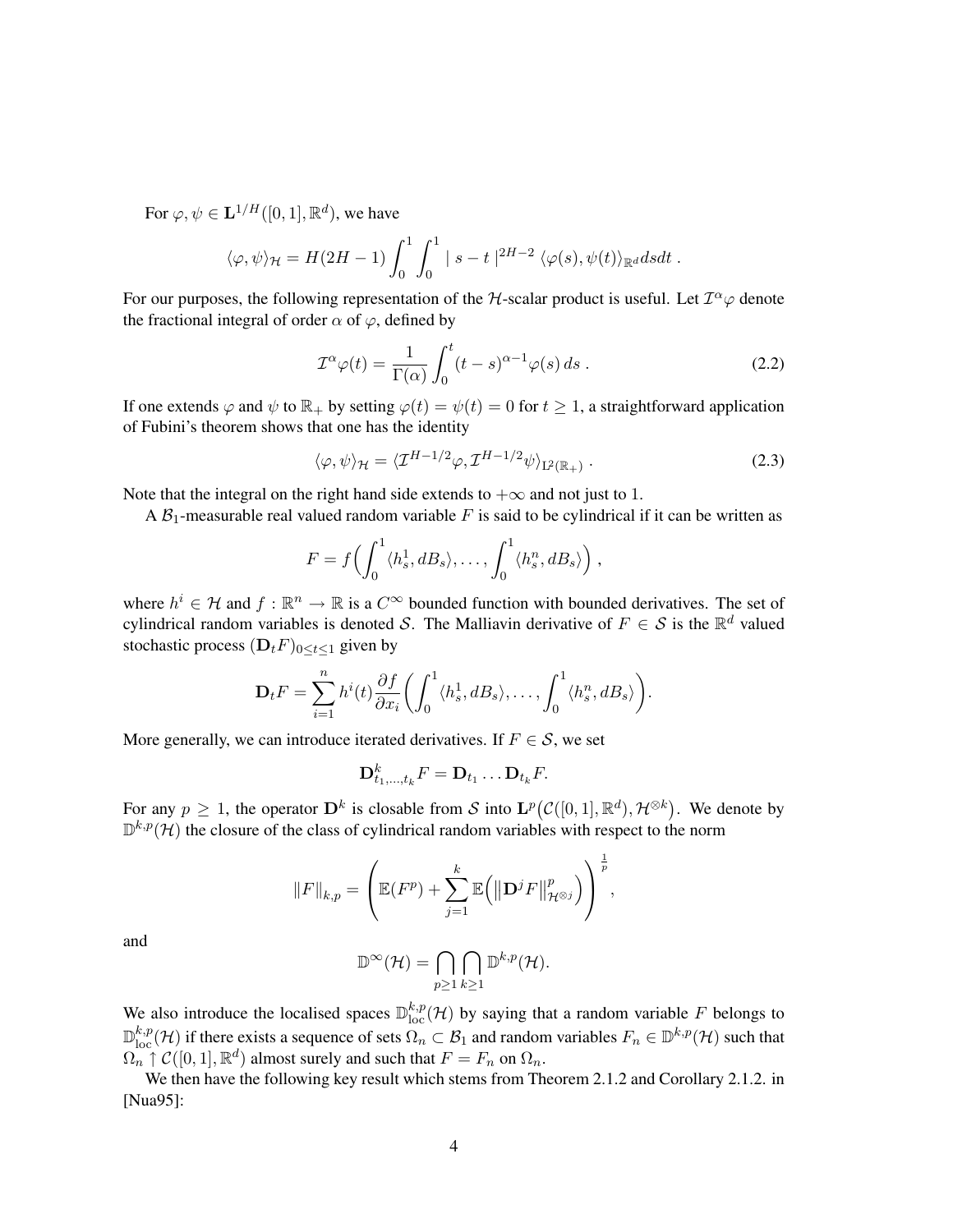For $\varphi, \psi \in \mathbf{L}^{1/H}([0,1], \mathbb{R}^d)$, we have

$$
\langle \varphi, \psi \rangle_{\mathcal{H}} = H(2H-1) \int_0^1 \int_0^1 \mid s - t \mid^{2H-2} \langle \varphi(s), \psi(t) \rangle_{\mathbb{R}^d} ds dt \; .
$$

For our purposes, the following representation of the $\mathcal{H}$-scalar product is useful. Let $\mathcal{I}^\alpha \varphi$ denote the fractional integral of order $\alpha$ of $\varphi$, defined by

$$
\mathcal{I}^\alpha \varphi(t) = \frac{1}{\Gamma(\alpha)} \int_0^t (t-s)^{\alpha - 1} \varphi(s) \, ds \; . \tag{2.2}
$$

If one extends $\varphi$ and $\psi$ to $\mathbb{R}_+$ by setting $\varphi(t) = \psi(t) = 0$ for $t \geq 1$, a straightforward application of Fubini's theorem shows that one has the identity

$$
\langle \varphi, \psi \rangle_{\mathcal{H}} = \langle \mathcal{I}^{H-1/2} \varphi, \mathcal{I}^{H-1/2} \psi \rangle_{\mathrm{L}^2(\mathbb{R}_+)} \; . \tag{2.3}
$$

Note that the integral on the right hand side extends to $+\infty$ and not just to 1.

A $\mathcal{B}_1$-measurable real valued random variable $F$ is said to be cylindrical if it can be written as

$$
F = f\Big( \int_0^1 \langle h_s^1, dB_s \rangle, \ldots, \int_0^1 \langle h_s^n, dB_s \rangle \Big) \; ,
$$

where $h^i \in \mathcal{H}$ and $f : \mathbb{R}^n \to \mathbb{R}$ is a $C^\infty$ bounded function with bounded derivatives. The set of cylindrical random variables is denoted $\mathcal{S}$. The Malliavin derivative of $F \in \mathcal{S}$ is the $\mathbb{R}^d$ valued stochastic process $(\mathbf{D}_t F)_{0 \leq t \leq 1}$ given by

$$
\mathbf{D}_t F = \sum_{i=1}^n h^i(t) \frac{\partial f}{\partial x_i} \bigg( \int_0^1 \langle h_s^1, dB_s \rangle, \ldots, \int_0^1 \langle h_s^n, dB_s \rangle \bigg).
$$

More generally, we can introduce iterated derivatives. If $F \in \mathcal{S}$, we set

$$
\mathbf{D}^k_{t_1, \ldots, t_k} F = \mathbf{D}_{t_1} \ldots \mathbf{D}_{t_k} F.
$$

For any $p \geq 1$, the operator $\mathbf{D}^k$ is closable from $\mathcal{S}$ into $\mathbf{L}^p\big(\mathcal{C}([0,1], \mathbb{R}^d), \mathcal{H}^{\otimes k}\big)$. We denote by $\mathbb{D}^{k,p}(\mathcal{H})$ the closure of the class of cylindrical random variables with respect to the norm

$$
\|F\|_{k,p} = \left( \mathbb{E}(F^p) + \sum_{j=1}^k \mathbb{E}\Big( \big\| \mathbf{D}^j F \big\|^p_{\mathcal{H}^{\otimes j}} \Big) \right)^{\frac{1}{p}},
$$

and

$$
\mathbb{D}^\infty(\mathcal{H}) = \bigcap_{p \geq 1} \bigcap_{k \geq 1} \mathbb{D}^{k,p}(\mathcal{H}).
$$

We also introduce the localised spaces $\mathbb{D}^{k,p}_{\mathrm{loc}}(\mathcal{H})$ by saying that a random variable $F$ belongs to $\mathbb{D}^{k,p}_{\mathrm{loc}}(\mathcal{H})$ if there exists a sequence of sets $\Omega_n \subset \mathcal{B}_1$ and random variables $F_n \in \mathbb{D}^{k,p}(\mathcal{H})$ such that $\Omega_n \uparrow \mathcal{C}([0,1], \mathbb{R}^d)$ almost surely and such that $F = F_n$ on $\Omega_n$.

We then have the following key result which stems from Theorem 2.1.2 and Corollary 2.1.2. in [Nua95]: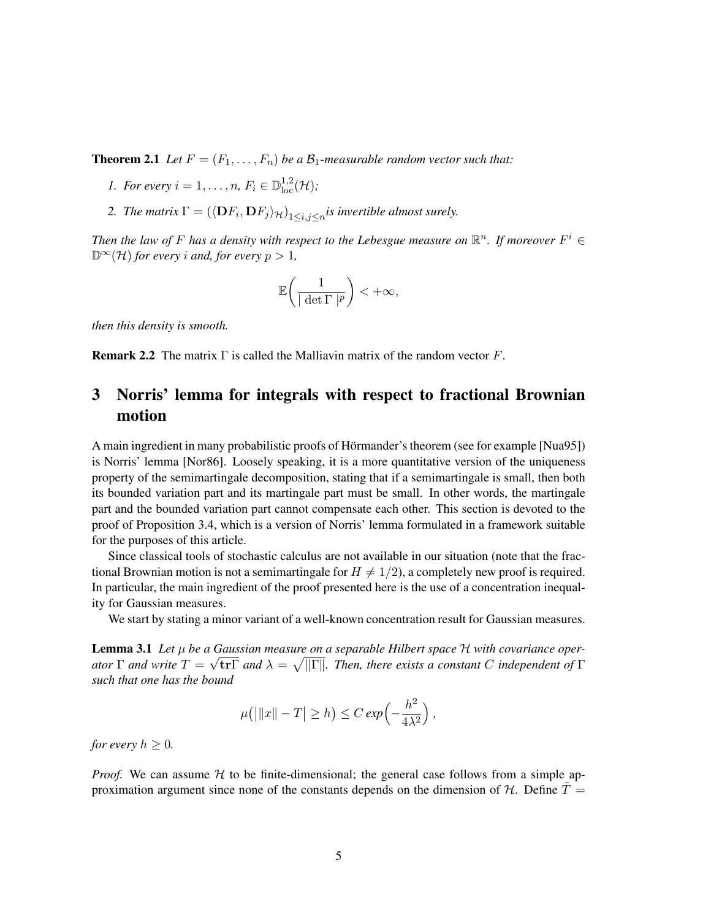**Theorem 2.1** *Let $F = (F_1, \ldots, F_n)$ be a $\mathcal{B}_1$-measurable random vector such that:*

1. *For every $i = 1, \ldots, n$, $F_i \in \mathbb{D}^{1,2}_{\text{loc}}(\mathcal{H})$;*
2. *The matrix $\Gamma = (\langle \mathbf{D}F_i, \mathbf{D}F_j \rangle_{\mathcal{H}})_{1 \le i,j \le n}$ is invertible almost surely.*

*Then the law of $F$ has a density with respect to the Lebesgue measure on $\mathbb{R}^n$. If moreover $F^i \in \mathbb{D}^\infty(\mathcal{H})$ for every $i$ and, for every $p > 1$,*

$$\mathbb{E}\left(\frac{1}{|\det \Gamma|^p}\right) < +\infty,$$

*then this density is smooth.*

**Remark 2.2** The matrix $\Gamma$ is called the Malliavin matrix of the random vector $F$.

# 3 Norris' lemma for integrals with respect to fractional Brownian motion

A main ingredient in many probabilistic proofs of Hörmander's theorem (see for example [Nua95]) is Norris' lemma [Nor86]. Loosely speaking, it is a more quantitative version of the uniqueness property of the semimartingale decomposition, stating that if a semimartingale is small, then both its bounded variation part and its martingale part must be small. In other words, the martingale part and the bounded variation part cannot compensate each other. This section is devoted to the proof of Proposition 3.4, which is a version of Norris' lemma formulated in a framework suitable for the purposes of this article.

Since classical tools of stochastic calculus are not available in our situation (note that the fractional Brownian motion is not a semimartingale for $H \neq 1/2$), a completely new proof is required. In particular, the main ingredient of the proof presented here is the use of a concentration inequality for Gaussian measures.

We start by stating a minor variant of a well-known concentration result for Gaussian measures.

**Lemma 3.1** *Let $\mu$ be a Gaussian measure on a separable Hilbert space $\mathcal{H}$ with covariance operator $\Gamma$ and write $T = \sqrt{\mathbf{tr}\Gamma}$ and $\lambda = \sqrt{\|\Gamma\|}$. Then, there exists a constant $C$ independent of $\Gamma$ such that one has the bound*

$$\mu\big(\big|\|x\| - T\big| \ge h\big) \le C\, exp\Big(-\frac{h^2}{4\lambda^2}\Big)\,,$$

*for every $h \ge 0$.*

*Proof.* We can assume $\mathcal{H}$ to be finite-dimensional; the general case follows from a simple approximation argument since none of the constants depends on the dimension of $\mathcal{H}$. Define $\tilde{T} =$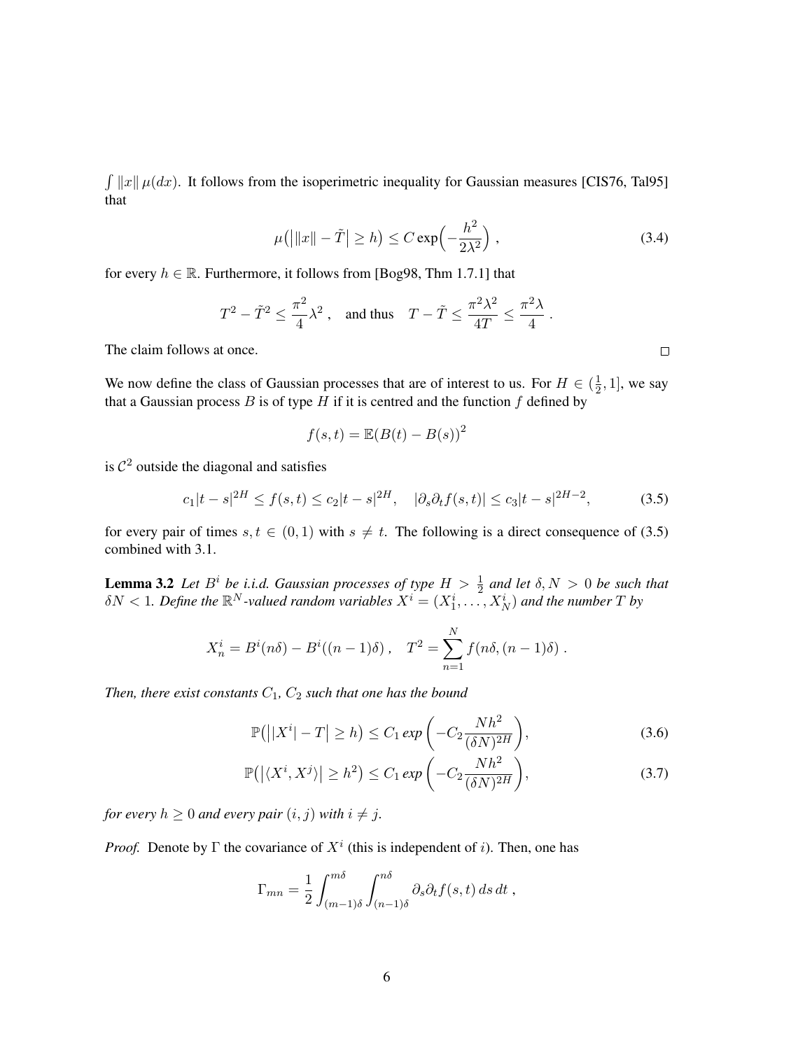$\int \|x\| \, \mu(dx)$. It follows from the isoperimetric inequality for Gaussian measures [CIS76, Tal95] that

$$\mu\big(\big|\|x\| - \tilde{T}\big| \geq h\big) \leq C \exp\Big(-\frac{h^2}{2\lambda^2}\Big) \;, \tag{3.4}$$

for every $h \in \mathbb{R}$. Furthermore, it follows from [Bog98, Thm 1.7.1] that

$$T^2 - \tilde{T}^2 \leq \frac{\pi^2}{4}\lambda^2 \;, \quad \text{and thus} \quad T - \tilde{T} \leq \frac{\pi^2 \lambda^2}{4T} \leq \frac{\pi^2 \lambda}{4} \;.$$

The claim follows at once. □

We now define the class of Gaussian processes that are of interest to us. For $H \in (\frac{1}{2}, 1]$, we say that a Gaussian process $B$ is of type $H$ if it is centred and the function $f$ defined by

$$f(s,t) = \mathbb{E}\big(B(t) - B(s)\big)^2$$

is $\mathcal{C}^2$ outside the diagonal and satisfies

$$c_1 |t-s|^{2H} \leq f(s,t) \leq c_2 |t-s|^{2H}, \quad |\partial_s \partial_t f(s,t)| \leq c_3 |t-s|^{2H-2}, \tag{3.5}$$

for every pair of times $s, t \in (0,1)$ with $s \neq t$. The following is a direct consequence of (3.5) combined with 3.1.

**Lemma 3.2** *Let $B^i$ be i.i.d. Gaussian processes of type $H > \frac{1}{2}$ and let $\delta, N > 0$ be such that $\delta N < 1$. Define the $\mathbb{R}^N$-valued random variables $X^i = (X^i_1, \ldots, X^i_N)$ and the number $T$ by*

$$X^i_n = B^i(n\delta) - B^i((n-1)\delta) \;, \quad T^2 = \sum_{n=1}^N f(n\delta, (n-1)\delta) \;.$$

*Then, there exist constants $C_1$, $C_2$ such that one has the bound*

$$\mathbb{P}\big(\big||X^i| - T\big| \geq h\big) \leq C_1 \, exp\left(-C_2 \frac{Nh^2}{(\delta N)^{2H}}\right), \tag{3.6}$$

$$\mathbb{P}\big(\big|\langle X^i, X^j\rangle\big| \geq h^2\big) \leq C_1 \, exp\left(-C_2 \frac{Nh^2}{(\delta N)^{2H}}\right), \tag{3.7}$$

*for every $h \geq 0$ and every pair $(i,j)$ with $i \neq j$.*

*Proof.* Denote by $\Gamma$ the covariance of $X^i$ (this is independent of $i$). Then, one has

$$\Gamma_{mn} = \frac{1}{2} \int_{(m-1)\delta}^{m\delta} \int_{(n-1)\delta}^{n\delta} \partial_s \partial_t f(s,t) \, ds \, dt \;,$$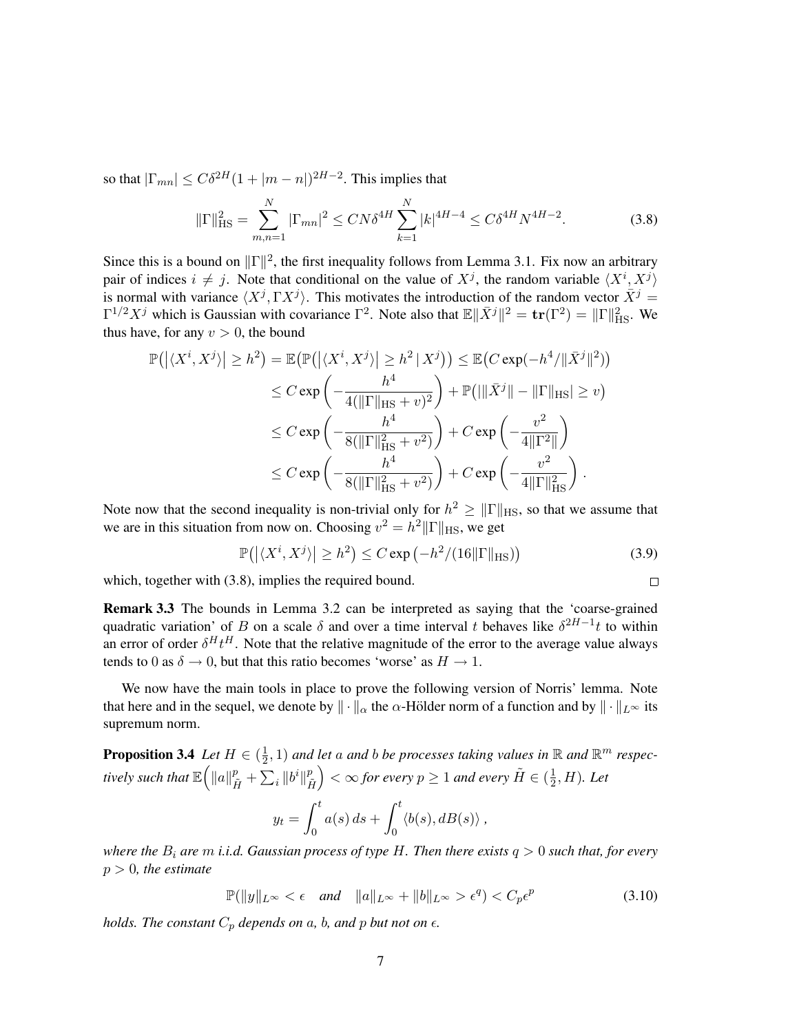so that $|\Gamma_{mn}| \le C\delta^{2H}(1+|m-n|)^{2H-2}$. This implies that

$$\|\Gamma\|_{\mathrm{HS}}^2 = \sum_{m,n=1}^N |\Gamma_{mn}|^2 \le CN\delta^{4H}\sum_{k=1}^N |k|^{4H-4} \le C\delta^{4H}N^{4H-2}. \tag{3.8}$$

Since this is a bound on $\|\Gamma\|^2$, the first inequality follows from Lemma 3.1. Fix now an arbitrary pair of indices $i \neq j$. Note that conditional on the value of $X^j$, the random variable $\langle X^i, X^j\rangle$ is normal with variance $\langle X^j, \Gamma X^j\rangle$. This motivates the introduction of the random vector $\bar X^j = \Gamma^{1/2}X^j$ which is Gaussian with covariance $\Gamma^2$. Note also that $\mathbb{E}\|\bar X^j\|^2 = \mathbf{tr}(\Gamma^2) = \|\Gamma\|_{\mathrm{HS}}^2$. We thus have, for any $v > 0$, the bound

$$\begin{aligned}
\mathbb{P}\big(\big|\langle X^i, X^j\rangle\big| \ge h^2\big) &= \mathbb{E}\big(\mathbb{P}\big(\big|\langle X^i, X^j\rangle\big| \ge h^2 \,|\, X^j\big)\big) \le \mathbb{E}\big(C\exp(-h^4/\|\bar X^j\|^2)\big)\\
&\le C\exp\left(-\frac{h^4}{4(\|\Gamma\|_{\mathrm{HS}}+v)^2}\right) + \mathbb{P}\big(|\|\bar X^j\| - \|\Gamma\|_{\mathrm{HS}}| \ge v\big)\\
&\le C\exp\left(-\frac{h^4}{8(\|\Gamma\|_{\mathrm{HS}}^2+v^2)}\right) + C\exp\left(-\frac{v^2}{4\|\Gamma^2\|}\right)\\
&\le C\exp\left(-\frac{h^4}{8(\|\Gamma\|_{\mathrm{HS}}^2+v^2)}\right) + C\exp\left(-\frac{v^2}{4\|\Gamma\|_{\mathrm{HS}}^2}\right).
\end{aligned}$$

Note now that the second inequality is non-trivial only for $h^2 \ge \|\Gamma\|_{\mathrm{HS}}$, so that we assume that we are in this situation from now on. Choosing $v^2 = h^2\|\Gamma\|_{\mathrm{HS}}$, we get

$$\mathbb{P}\big(\big|\langle X^i, X^j\rangle\big| \ge h^2\big) \le C\exp\big(-h^2/(16\|\Gamma\|_{\mathrm{HS}})\big) \tag{3.9}$$

which, together with (3.8), implies the required bound. □

**Remark 3.3** The bounds in Lemma 3.2 can be interpreted as saying that the 'coarse-grained quadratic variation' of $B$ on a scale $\delta$ and over a time interval $t$ behaves like $\delta^{2H-1}t$ to within an error of order $\delta^H t^H$. Note that the relative magnitude of the error to the average value always tends to 0 as $\delta \to 0$, but that this ratio becomes 'worse' as $H \to 1$.

We now have the main tools in place to prove the following version of Norris' lemma. Note that here and in the sequel, we denote by $\|\cdot\|_\alpha$ the $\alpha$-Hölder norm of a function and by $\|\cdot\|_{L^\infty}$ its supremum norm.

**Proposition 3.4** *Let $H \in (\frac12, 1)$ and let $a$ and $b$ be processes taking values in $\mathbb{R}$ and $\mathbb{R}^m$ respectively such that $\mathbb{E}\Big(\|a\|_{\tilde H}^p + \sum_i \|b^i\|_{\tilde H}^p\Big) < \infty$ for every $p \ge 1$ and every $\tilde H \in (\frac12, H)$. Let*

$$y_t = \int_0^t a(s)\,ds + \int_0^t \langle b(s), dB(s)\rangle\,,$$

*where the $B_i$ are $m$ i.i.d. Gaussian process of type $H$. Then there exists $q > 0$ such that, for every $p > 0$, the estimate*

$$\mathbb{P}(\|y\|_{L^\infty} < \epsilon \quad \text{and} \quad \|a\|_{L^\infty} + \|b\|_{L^\infty} > \epsilon^q) < C_p\epsilon^p \tag{3.10}$$

*holds. The constant $C_p$ depends on $a$, $b$, and $p$ but not on $\epsilon$.*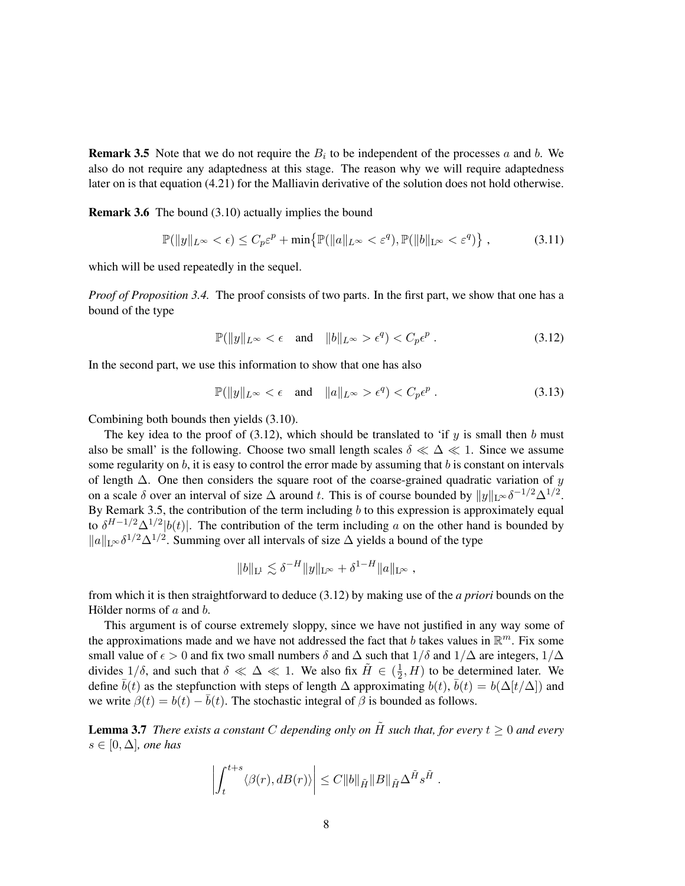**Remark 3.5** Note that we do not require the $B_i$ to be independent of the processes $a$ and $b$. We also do not require any adaptedness at this stage. The reason why we will require adaptedness later on is that equation (4.21) for the Malliavin derivative of the solution does not hold otherwise.

**Remark 3.6** The bound (3.10) actually implies the bound

$$\mathbb{P}(\|y\|_{L^\infty} < \epsilon) \leq C_p \varepsilon^p + \min\{\mathbb{P}(\|a\|_{L^\infty} < \varepsilon^q), \mathbb{P}(\|b\|_{\mathrm{L}^\infty} < \varepsilon^q)\} , \tag{3.11}$$

which will be used repeatedly in the sequel.

*Proof of Proposition 3.4.* The proof consists of two parts. In the first part, we show that one has a bound of the type

$$\mathbb{P}(\|y\|_{L^\infty} < \epsilon \quad \text{and} \quad \|b\|_{L^\infty} > \epsilon^q) < C_p \epsilon^p . \tag{3.12}$$

In the second part, we use this information to show that one has also

$$\mathbb{P}(\|y\|_{L^\infty} < \epsilon \quad \text{and} \quad \|a\|_{L^\infty} > \epsilon^q) < C_p \epsilon^p . \tag{3.13}$$

Combining both bounds then yields (3.10).

The key idea to the proof of (3.12), which should be translated to 'if $y$ is small then $b$ must also be small' is the following. Choose two small length scales $\delta \ll \Delta \ll 1$. Since we assume some regularity on $b$, it is easy to control the error made by assuming that $b$ is constant on intervals of length $\Delta$. One then considers the square root of the coarse-grained quadratic variation of $y$ on a scale $\delta$ over an interval of size $\Delta$ around $t$. This is of course bounded by $\|y\|_{\mathrm{L}^\infty} \delta^{-1/2} \Delta^{1/2}$. By Remark 3.5, the contribution of the term including $b$ to this expression is approximately equal to $\delta^{H-1/2} \Delta^{1/2} |b(t)|$. The contribution of the term including $a$ on the other hand is bounded by $\|a\|_{\mathrm{L}^\infty} \delta^{1/2} \Delta^{1/2}$. Summing over all intervals of size $\Delta$ yields a bound of the type

$$\|b\|_{\mathrm{L}^1} \lesssim \delta^{-H} \|y\|_{\mathrm{L}^\infty} + \delta^{1-H} \|a\|_{\mathrm{L}^\infty} ,$$

from which it is then straightforward to deduce (3.12) by making use of the *a priori* bounds on the Hölder norms of $a$ and $b$.

This argument is of course extremely sloppy, since we have not justified in any way some of the approximations made and we have not addressed the fact that $b$ takes values in $\mathbb{R}^m$. Fix some small value of $\epsilon > 0$ and fix two small numbers $\delta$ and $\Delta$ such that $1/\delta$ and $1/\Delta$ are integers, $1/\Delta$ divides $1/\delta$, and such that $\delta \ll \Delta \ll 1$. We also fix $\tilde{H} \in (\frac{1}{2}, H)$ to be determined later. We define $\bar{b}(t)$ as the stepfunction with steps of length $\Delta$ approximating $b(t)$, $\bar{b}(t) = b(\Delta[t/\Delta])$ and we write $\beta(t) = b(t) - \bar{b}(t)$. The stochastic integral of $\beta$ is bounded as follows.

**Lemma 3.7** *There exists a constant $C$ depending only on $\tilde{H}$ such that, for every $t \geq 0$ and every $s \in [0, \Delta]$, one has*

$$\left| \int_t^{t+s} \langle \beta(r), dB(r) \rangle \right| \leq C \|b\|_{\tilde{H}} \|B\|_{\tilde{H}} \Delta^{\tilde{H}} s^{\tilde{H}} .$$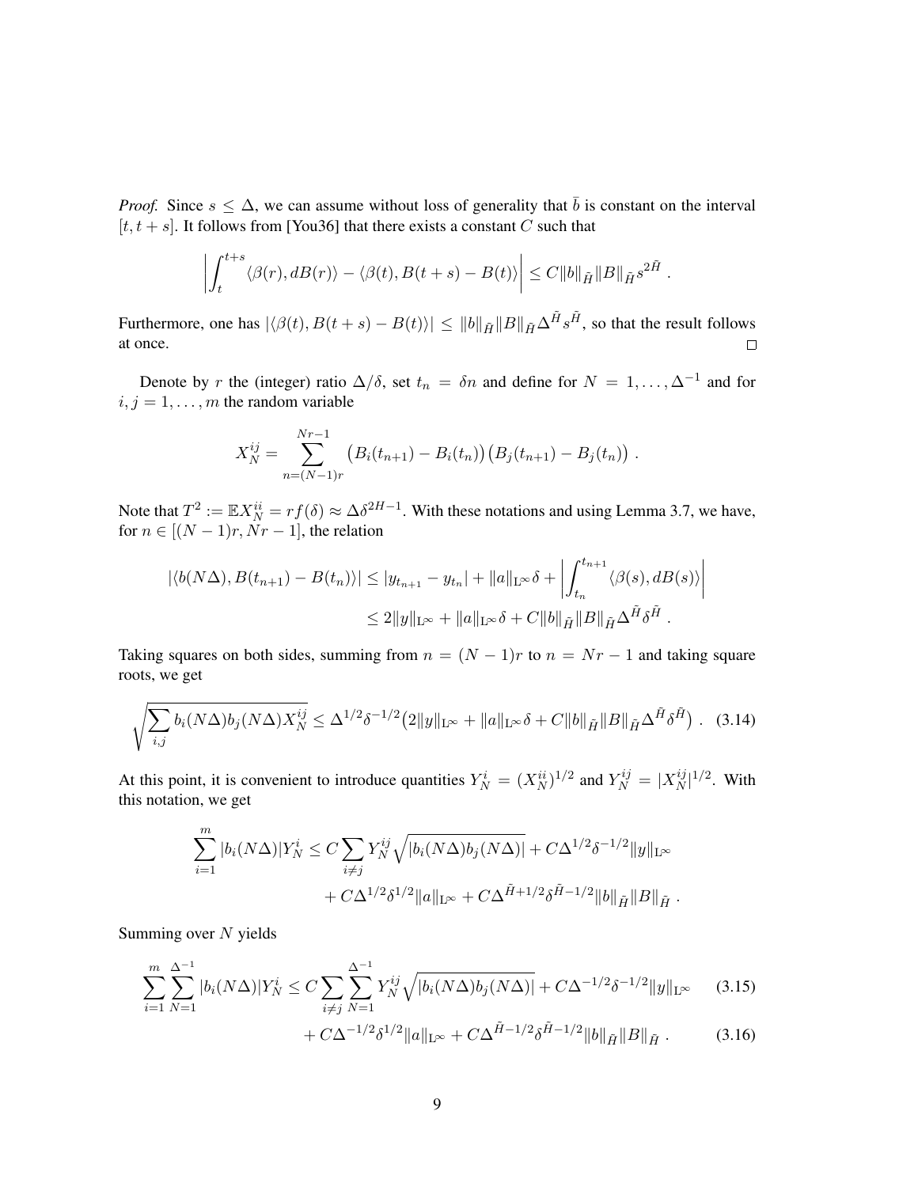*Proof.* Since $s \leq \Delta$, we can assume without loss of generality that $\bar{b}$ is constant on the interval $[t, t+s]$. It follows from [You36] that there exists a constant $C$ such that

$$\left| \int_t^{t+s} \langle \beta(r), dB(r) \rangle - \langle \beta(t), B(t+s) - B(t) \rangle \right| \leq C \|b\|_{\tilde{H}} \|B\|_{\tilde{H}} s^{2\tilde{H}} .$$

Furthermore, one has $|\langle \beta(t), B(t+s) - B(t) \rangle| \leq \|b\|_{\tilde{H}} \|B\|_{\tilde{H}} \Delta^{\tilde{H}} s^{\tilde{H}}$, so that the result follows at once. $\square$

Denote by $r$ the (integer) ratio $\Delta/\delta$, set $t_n = \delta n$ and define for $N = 1, \ldots, \Delta^{-1}$ and for $i, j = 1, \ldots, m$ the random variable

$$X_N^{ij} = \sum_{n=(N-1)r}^{Nr-1} \big(B_i(t_{n+1}) - B_i(t_n)\big)\big(B_j(t_{n+1}) - B_j(t_n)\big) .$$

Note that $T^2 := \mathbb{E} X_N^{ii} = r f(\delta) \approx \Delta \delta^{2H-1}$. With these notations and using Lemma 3.7, we have, for $n \in [(N-1)r, Nr-1]$, the relation

$$\begin{aligned}
|\langle b(N\Delta), B(t_{n+1}) - B(t_n) \rangle| &\leq |y_{t_{n+1}} - y_{t_n}| + \|a\|_{\mathrm{L}^\infty} \delta + \left| \int_{t_n}^{t_{n+1}} \langle \beta(s), dB(s) \rangle \right| \\
&\leq 2\|y\|_{\mathrm{L}^\infty} + \|a\|_{\mathrm{L}^\infty} \delta + C \|b\|_{\tilde{H}} \|B\|_{\tilde{H}} \Delta^{\tilde{H}} \delta^{\tilde{H}} .
\end{aligned}$$

Taking squares on both sides, summing from $n = (N-1)r$ to $n = Nr - 1$ and taking square roots, we get

$$\sqrt{\sum_{i,j} b_i(N\Delta) b_j(N\Delta) X_N^{ij}} \leq \Delta^{1/2} \delta^{-1/2} \big( 2\|y\|_{\mathrm{L}^\infty} + \|a\|_{\mathrm{L}^\infty} \delta + C \|b\|_{\tilde{H}} \|B\|_{\tilde{H}} \Delta^{\tilde{H}} \delta^{\tilde{H}} \big) . \quad (3.14)$$

At this point, it is convenient to introduce quantities $Y_N^i = (X_N^{ii})^{1/2}$ and $Y_N^{ij} = |X_N^{ij}|^{1/2}$. With this notation, we get

$$\begin{aligned}
\sum_{i=1}^m |b_i(N\Delta)| Y_N^i &\leq C \sum_{i \neq j} Y_N^{ij} \sqrt{|b_i(N\Delta) b_j(N\Delta)|} + C \Delta^{1/2} \delta^{-1/2} \|y\|_{\mathrm{L}^\infty} \\
&\quad + C \Delta^{1/2} \delta^{1/2} \|a\|_{\mathrm{L}^\infty} + C \Delta^{\tilde{H}+1/2} \delta^{\tilde{H}-1/2} \|b\|_{\tilde{H}} \|B\|_{\tilde{H}} .
\end{aligned}$$

Summing over $N$ yields

$$\begin{aligned}
\sum_{i=1}^m \sum_{N=1}^{\Delta^{-1}} |b_i(N\Delta)| Y_N^i &\leq C \sum_{i \neq j} \sum_{N=1}^{\Delta^{-1}} Y_N^{ij} \sqrt{|b_i(N\Delta) b_j(N\Delta)|} + C \Delta^{-1/2} \delta^{-1/2} \|y\|_{\mathrm{L}^\infty} \quad (3.15) \\
&\quad + C \Delta^{-1/2} \delta^{1/2} \|a\|_{\mathrm{L}^\infty} + C \Delta^{\tilde{H}-1/2} \delta^{\tilde{H}-1/2} \|b\|_{\tilde{H}} \|B\|_{\tilde{H}} . \quad (3.16)
\end{aligned}$$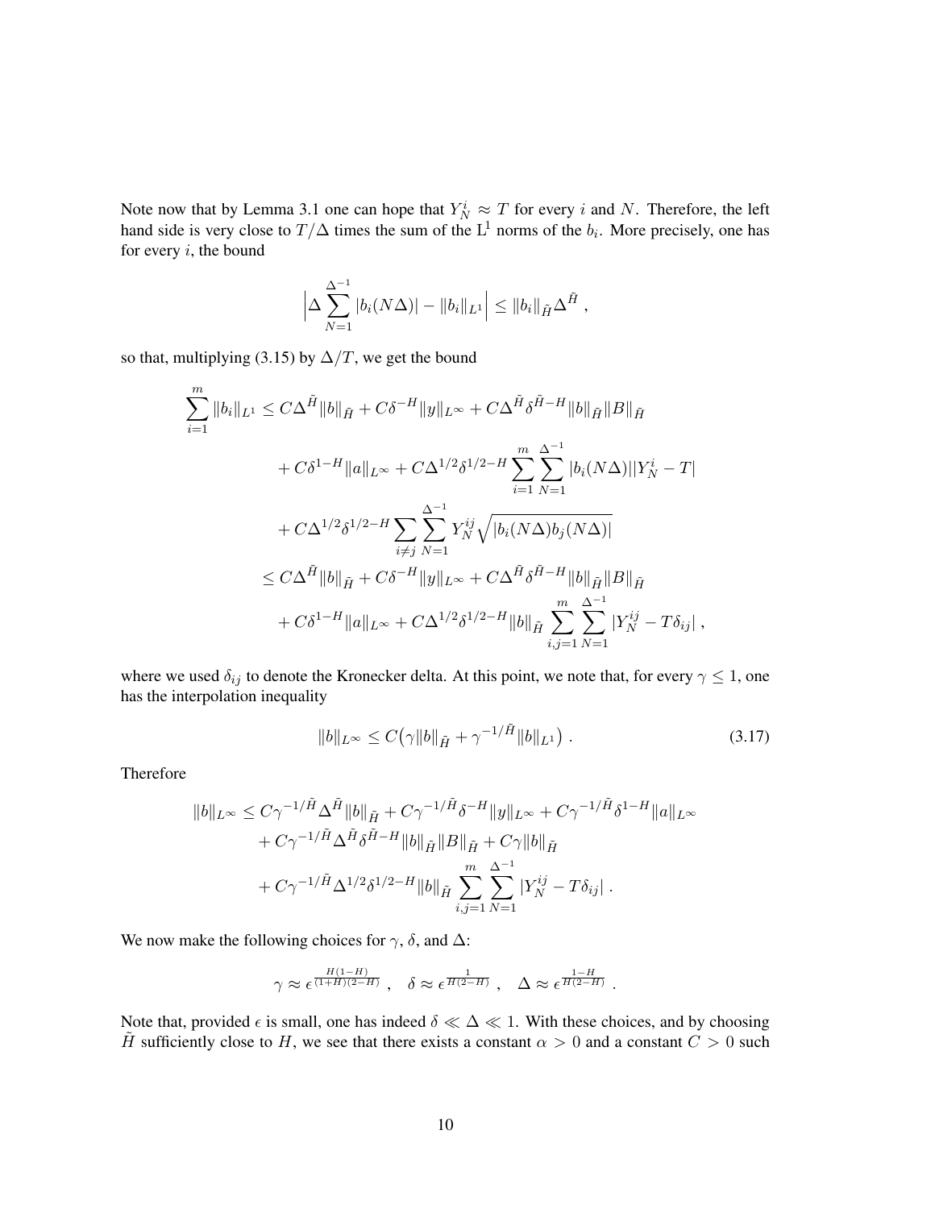Note now that by Lemma 3.1 one can hope that $Y_N^i \approx T$ for every $i$ and $N$. Therefore, the left hand side is very close to $T/\Delta$ times the sum of the $\mathrm{L}^1$ norms of the $b_i$. More precisely, one has for every $i$, the bound

$$\Big|\Delta \sum_{N=1}^{\Delta^{-1}} |b_i(N\Delta)| - \|b_i\|_{L^1}\Big| \le \|b_i\|_{\tilde H} \Delta^{\tilde H}\;,$$

so that, multiplying (3.15) by $\Delta/T$, we get the bound

$$\begin{aligned}
\sum_{i=1}^m \|b_i\|_{L^1} &\le C\Delta^{\tilde H}\|b\|_{\tilde H} + C\delta^{-H}\|y\|_{L^\infty} + C\Delta^{\tilde H}\delta^{\tilde H - H}\|b\|_{\tilde H}\|B\|_{\tilde H} \\
&\quad + C\delta^{1-H}\|a\|_{L^\infty} + C\Delta^{1/2}\delta^{1/2-H}\sum_{i=1}^m\sum_{N=1}^{\Delta^{-1}} |b_i(N\Delta)||Y_N^i - T| \\
&\quad + C\Delta^{1/2}\delta^{1/2-H}\sum_{i\neq j}\sum_{N=1}^{\Delta^{-1}} Y_N^{ij}\sqrt{|b_i(N\Delta)b_j(N\Delta)|} \\
&\le C\Delta^{\tilde H}\|b\|_{\tilde H} + C\delta^{-H}\|y\|_{L^\infty} + C\Delta^{\tilde H}\delta^{\tilde H - H}\|b\|_{\tilde H}\|B\|_{\tilde H} \\
&\quad + C\delta^{1-H}\|a\|_{L^\infty} + C\Delta^{1/2}\delta^{1/2-H}\|b\|_{\tilde H}\sum_{i,j=1}^m\sum_{N=1}^{\Delta^{-1}} |Y_N^{ij} - T\delta_{ij}|\;,
\end{aligned}$$

where we used $\delta_{ij}$ to denote the Kronecker delta. At this point, we note that, for every $\gamma \le 1$, one has the interpolation inequality

$$\|b\|_{L^\infty} \le C\big(\gamma\|b\|_{\tilde H} + \gamma^{-1/\tilde H}\|b\|_{L^1}\big)\;. \tag{3.17}$$

Therefore

$$\begin{aligned}
\|b\|_{L^\infty} &\le C\gamma^{-1/\tilde H}\Delta^{\tilde H}\|b\|_{\tilde H} + C\gamma^{-1/\tilde H}\delta^{-H}\|y\|_{L^\infty} + C\gamma^{-1/\tilde H}\delta^{1-H}\|a\|_{L^\infty} \\
&\quad + C\gamma^{-1/\tilde H}\Delta^{\tilde H}\delta^{\tilde H - H}\|b\|_{\tilde H}\|B\|_{\tilde H} + C\gamma\|b\|_{\tilde H} \\
&\quad + C\gamma^{-1/\tilde H}\Delta^{1/2}\delta^{1/2-H}\|b\|_{\tilde H}\sum_{i,j=1}^m\sum_{N=1}^{\Delta^{-1}} |Y_N^{ij} - T\delta_{ij}|\;.
\end{aligned}$$

We now make the following choices for $\gamma$, $\delta$, and $\Delta$:

$$\gamma \approx \epsilon^{\frac{H(1-H)}{(1+H)(2-H)}}\;,\quad \delta \approx \epsilon^{\frac{1}{H(2-H)}}\;,\quad \Delta \approx \epsilon^{\frac{1-H}{H(2-H)}}\;.$$

Note that, provided $\epsilon$ is small, one has indeed $\delta \ll \Delta \ll 1$. With these choices, and by choosing $\tilde H$ sufficiently close to $H$, we see that there exists a constant $\alpha > 0$ and a constant $C > 0$ such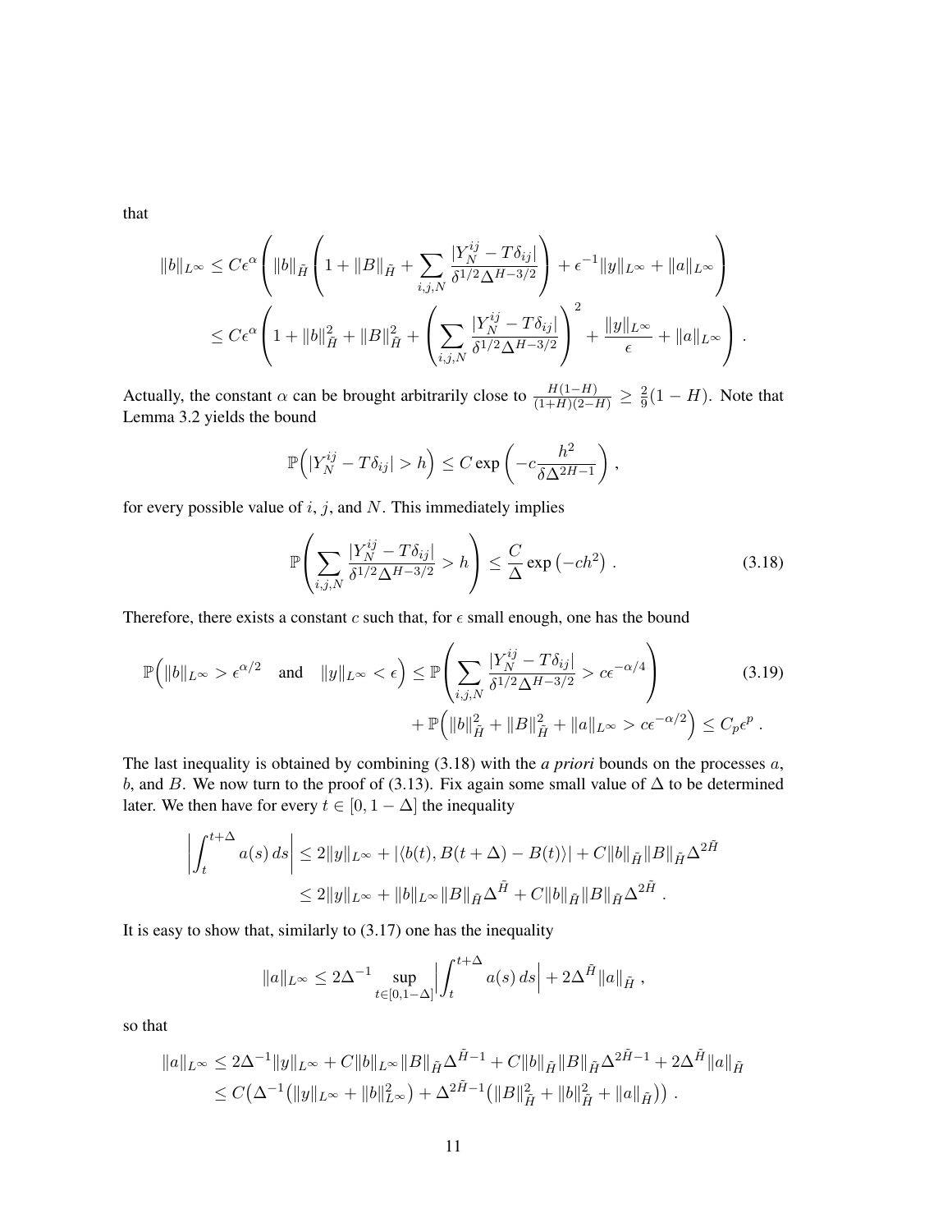that

$$
\begin{aligned}
\|b\|_{L^\infty} &\le C\epsilon^\alpha \left( \|b\|_{\tilde H} \left( 1 + \|B\|_{\tilde H} + \sum_{i,j,N} \frac{|Y_N^{ij} - T\delta_{ij}|}{\delta^{1/2}\Delta^{H-3/2}} \right) + \epsilon^{-1}\|y\|_{L^\infty} + \|a\|_{L^\infty} \right) \\
&\le C\epsilon^\alpha \left( 1 + \|b\|_{\tilde H}^2 + \|B\|_{\tilde H}^2 + \left( \sum_{i,j,N} \frac{|Y_N^{ij} - T\delta_{ij}|}{\delta^{1/2}\Delta^{H-3/2}} \right)^2 + \frac{\|y\|_{L^\infty}}{\epsilon} + \|a\|_{L^\infty} \right) .
\end{aligned}
$$

Actually, the constant $\alpha$ can be brought arbitrarily close to $\frac{H(1-H)}{(1+H)(2-H)} \ge \frac{2}{9}(1-H)$. Note that Lemma 3.2 yields the bound

$$
\mathbb{P}\Big( |Y_N^{ij} - T\delta_{ij}| > h \Big) \le C \exp\left( -c \frac{h^2}{\delta \Delta^{2H-1}} \right) ,
$$

for every possible value of $i$, $j$, and $N$. This immediately implies

$$
\mathbb{P}\left( \sum_{i,j,N} \frac{|Y_N^{ij} - T\delta_{ij}|}{\delta^{1/2}\Delta^{H-3/2}} > h \right) \le \frac{C}{\Delta} \exp\left(-ch^2\right) . \tag{3.18}
$$

Therefore, there exists a constant $c$ such that, for $\epsilon$ small enough, one has the bound

$$
\begin{aligned}
\mathbb{P}\Big( \|b\|_{L^\infty} > \epsilon^{\alpha/2} \quad \text{and} \quad \|y\|_{L^\infty} < \epsilon \Big) &\le \mathbb{P}\left( \sum_{i,j,N} \frac{|Y_N^{ij} - T\delta_{ij}|}{\delta^{1/2}\Delta^{H-3/2}} > c\epsilon^{-\alpha/4} \right) \\
&\quad + \mathbb{P}\Big( \|b\|_{\tilde H}^2 + \|B\|_{\tilde H}^2 + \|a\|_{L^\infty} > c\epsilon^{-\alpha/2} \Big) \le C_p \epsilon^p .
\end{aligned} \tag{3.19}
$$

The last inequality is obtained by combining (3.18) with the *a priori* bounds on the processes $a$, $b$, and $B$. We now turn to the proof of (3.13). Fix again some small value of $\Delta$ to be determined later. We then have for every $t \in [0, 1-\Delta]$ the inequality

$$
\begin{aligned}
\left| \int_t^{t+\Delta} a(s)\, ds \right| &\le 2\|y\|_{L^\infty} + |\langle b(t), B(t+\Delta) - B(t) \rangle| + C\|b\|_{\tilde H}\|B\|_{\tilde H}\Delta^{2\tilde H} \\
&\le 2\|y\|_{L^\infty} + \|b\|_{L^\infty}\|B\|_{\tilde H}\Delta^{\tilde H} + C\|b\|_{\tilde H}\|B\|_{\tilde H}\Delta^{2\tilde H} .
\end{aligned}
$$

It is easy to show that, similarly to (3.17) one has the inequality

$$
\|a\|_{L^\infty} \le 2\Delta^{-1} \sup_{t\in[0,1-\Delta]} \left| \int_t^{t+\Delta} a(s)\, ds \right| + 2\Delta^{\tilde H}\|a\|_{\tilde H} ,
$$

so that

$$
\begin{aligned}
\|a\|_{L^\infty} &\le 2\Delta^{-1}\|y\|_{L^\infty} + C\|b\|_{L^\infty}\|B\|_{\tilde H}\Delta^{\tilde H-1} + C\|b\|_{\tilde H}\|B\|_{\tilde H}\Delta^{2\tilde H-1} + 2\Delta^{\tilde H}\|a\|_{\tilde H} \\
&\le C\big( \Delta^{-1}\big( \|y\|_{L^\infty} + \|b\|_{L^\infty}^2 \big) + \Delta^{2\tilde H-1}\big( \|B\|_{\tilde H}^2 + \|b\|_{\tilde H}^2 + \|a\|_{\tilde H} \big) \big) .
\end{aligned}
$$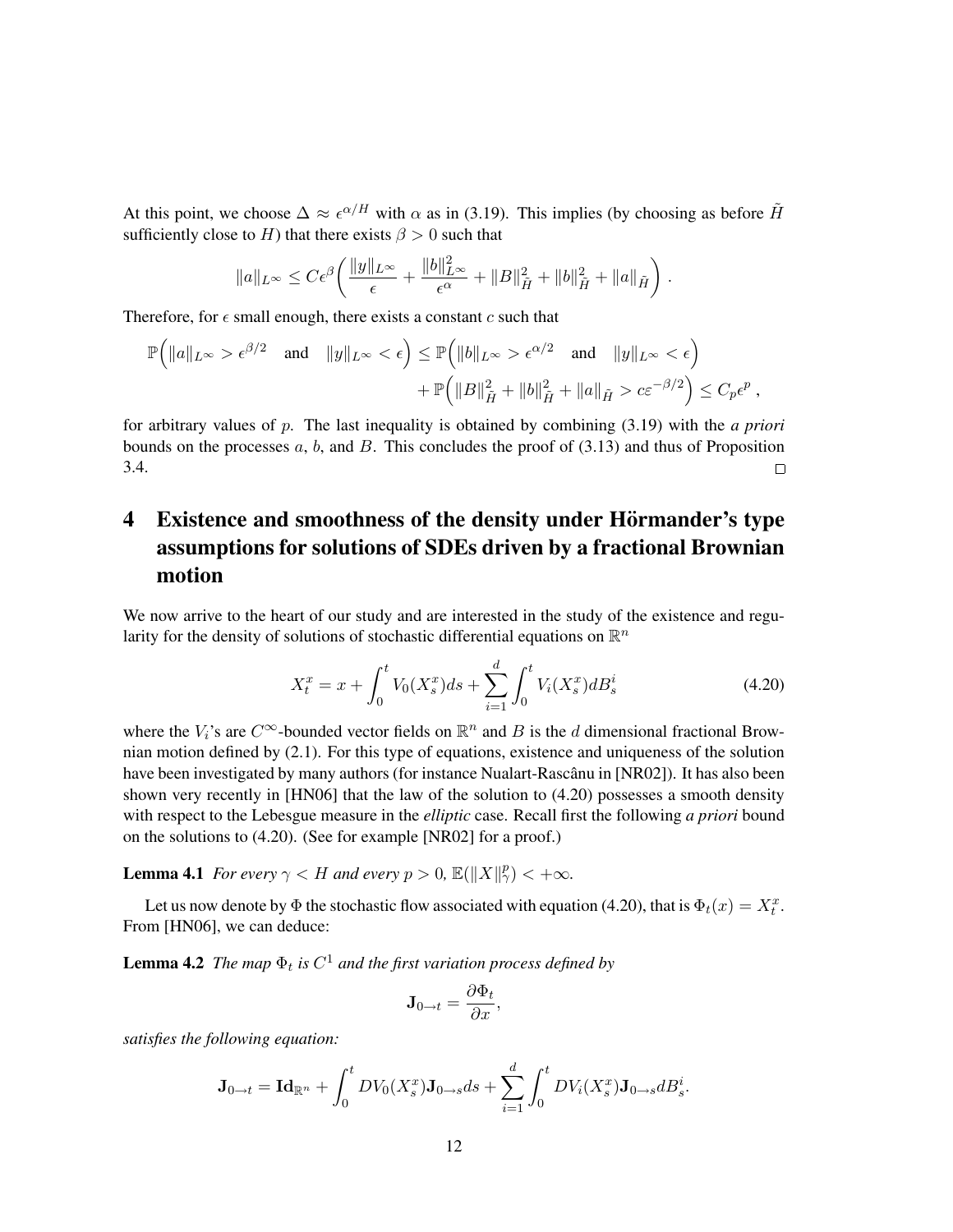At this point, we choose $\Delta \approx \epsilon^{\alpha/H}$ with $\alpha$ as in (3.19). This implies (by choosing as before $\tilde{H}$ sufficiently close to $H$) that there exists $\beta > 0$ such that

$$\|a\|_{L^\infty} \le C\epsilon^\beta \left( \frac{\|y\|_{L^\infty}}{\epsilon} + \frac{\|b\|_{L^\infty}^2}{\epsilon^\alpha} + \|B\|_{\tilde{H}}^2 + \|b\|_{\tilde{H}}^2 + \|a\|_{\tilde{H}} \right) .$$

Therefore, for $\epsilon$ small enough, there exists a constant $c$ such that

$$\begin{aligned} \mathbb{P}\Big( \|a\|_{L^\infty} > \epsilon^{\beta/2} \quad \text{and} \quad \|y\|_{L^\infty} < \epsilon \Big) &\le \mathbb{P}\Big( \|b\|_{L^\infty} > \epsilon^{\alpha/2} \quad \text{and} \quad \|y\|_{L^\infty} < \epsilon \Big) \\ &\quad + \mathbb{P}\Big( \|B\|_{\tilde{H}}^2 + \|b\|_{\tilde{H}}^2 + \|a\|_{\tilde{H}} > c\varepsilon^{-\beta/2} \Big) \le C_p \epsilon^p \,, \end{aligned}$$

for arbitrary values of $p$. The last inequality is obtained by combining (3.19) with the *a priori* bounds on the processes $a$, $b$, and $B$. This concludes the proof of (3.13) and thus of Proposition 3.4. □

# 4 Existence and smoothness of the density under Hörmander's type assumptions for solutions of SDEs driven by a fractional Brownian motion

We now arrive to the heart of our study and are interested in the study of the existence and regularity for the density of solutions of stochastic differential equations on $\mathbb{R}^n$

$$X_t^x = x + \int_0^t V_0(X_s^x) ds + \sum_{i=1}^d \int_0^t V_i(X_s^x) dB_s^i \tag{4.20}$$

where the $V_i$'s are $C^\infty$-bounded vector fields on $\mathbb{R}^n$ and $B$ is the $d$ dimensional fractional Brownian motion defined by (2.1). For this type of equations, existence and uniqueness of the solution have been investigated by many authors (for instance Nualart-Rascânu in [NR02]). It has also been shown very recently in [HN06] that the law of the solution to (4.20) possesses a smooth density with respect to the Lebesgue measure in the *elliptic* case. Recall first the following *a priori* bound on the solutions to (4.20). (See for example [NR02] for a proof.)

**Lemma 4.1** *For every $\gamma < H$ and every $p > 0$, $\mathbb{E}(\|X\|_\gamma^p) < +\infty$.*

Let us now denote by $\Phi$ the stochastic flow associated with equation (4.20), that is $\Phi_t(x) = X_t^x$. From [HN06], we can deduce:

**Lemma 4.2** *The map $\Phi_t$ is $C^1$ and the first variation process defined by*

$$\mathbf{J}_{0\to t} = \frac{\partial \Phi_t}{\partial x},$$

*satisfies the following equation:*

$$\mathbf{J}_{0\to t} = \mathbf{Id}_{\mathbb{R}^n} + \int_0^t DV_0(X_s^x)\mathbf{J}_{0\to s} ds + \sum_{i=1}^d \int_0^t DV_i(X_s^x)\mathbf{J}_{0\to s} dB_s^i.$$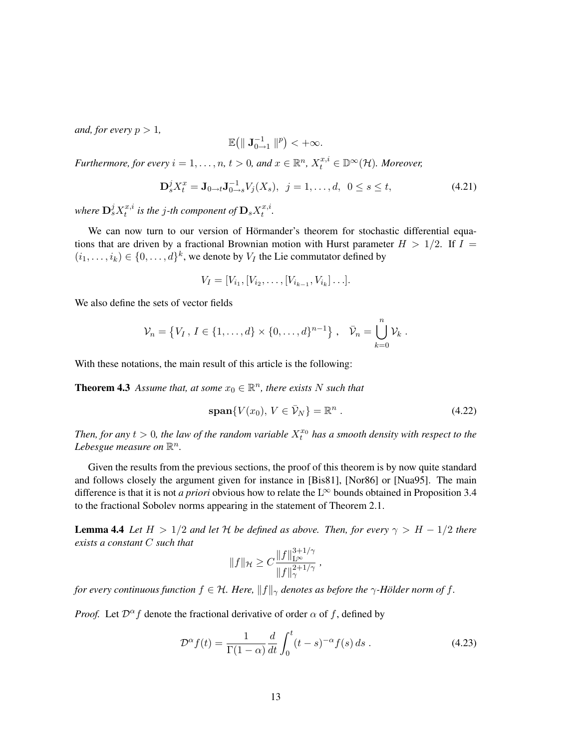*and, for every $p > 1$,*

$$\mathbb{E}\big(\| \mathbf{J}_{0\to 1}^{-1} \|^p\big) < +\infty.$$

*Furthermore, for every $i = 1, \ldots, n$, $t > 0$, and $x \in \mathbb{R}^n$, $X_t^{x,i} \in \mathbb{D}^\infty(\mathcal{H})$. Moreover,*

$$\mathbf{D}_s^j X_t^x = \mathbf{J}_{0\to t}\mathbf{J}_{0\to s}^{-1} V_j(X_s), \;\; j = 1, \ldots, d, \;\; 0 \le s \le t, \tag{4.21}$$

*where $\mathbf{D}_s^j X_t^{x,i}$ is the $j$-th component of $\mathbf{D}_s X_t^{x,i}$.*

We can now turn to our version of Hörmander's theorem for stochastic differential equations that are driven by a fractional Brownian motion with Hurst parameter $H > 1/2$. If $I = (i_1, \ldots, i_k) \in \{0, \ldots, d\}^k$, we denote by $V_I$ the Lie commutator defined by

$$V_I = [V_{i_1}, [V_{i_2}, \ldots, [V_{i_{k-1}}, V_{i_k}] \ldots].$$

We also define the sets of vector fields

$$\mathcal{V}_n = \big\{ V_I \,,\, I \in \{1, \ldots, d\} \times \{0, \ldots, d\}^{n-1} \big\} \,, \quad \bar{\mathcal{V}}_n = \bigcup_{k=0}^{n} \mathcal{V}_k \,.$$

With these notations, the main result of this article is the following:

**Theorem 4.3** *Assume that, at some $x_0 \in \mathbb{R}^n$, there exists $N$ such that*

$$\mathbf{span}\{V(x_0),\, V \in \bar{\mathcal{V}}_N\} = \mathbb{R}^n \,. \tag{4.22}$$

*Then, for any $t > 0$, the law of the random variable $X_t^{x_0}$ has a smooth density with respect to the Lebesgue measure on $\mathbb{R}^n$.*

Given the results from the previous sections, the proof of this theorem is by now quite standard and follows closely the argument given for instance in [Bis81], [Nor86] or [Nua95]. The main difference is that it is not *a priori* obvious how to relate the $\mathrm{L}^\infty$ bounds obtained in Proposition 3.4 to the fractional Sobolev norms appearing in the statement of Theorem 2.1.

**Lemma 4.4** *Let $H > 1/2$ and let $\mathcal{H}$ be defined as above. Then, for every $\gamma > H - 1/2$ there exists a constant $C$ such that*

$$\|f\|_{\mathcal{H}} \ge C \frac{\|f\|_{\mathrm{L}^\infty}^{3+1/\gamma}}{\|f\|_\gamma^{2+1/\gamma}} \,,$$

*for every continuous function $f \in \mathcal{H}$. Here, $\|f\|_\gamma$ denotes as before the $\gamma$-Hölder norm of $f$.*

*Proof.* Let $\mathcal{D}^\alpha f$ denote the fractional derivative of order $\alpha$ of $f$, defined by

$$\mathcal{D}^\alpha f(t) = \frac{1}{\Gamma(1-\alpha)} \frac{d}{dt} \int_0^t (t-s)^{-\alpha} f(s)\, ds \,. \tag{4.23}$$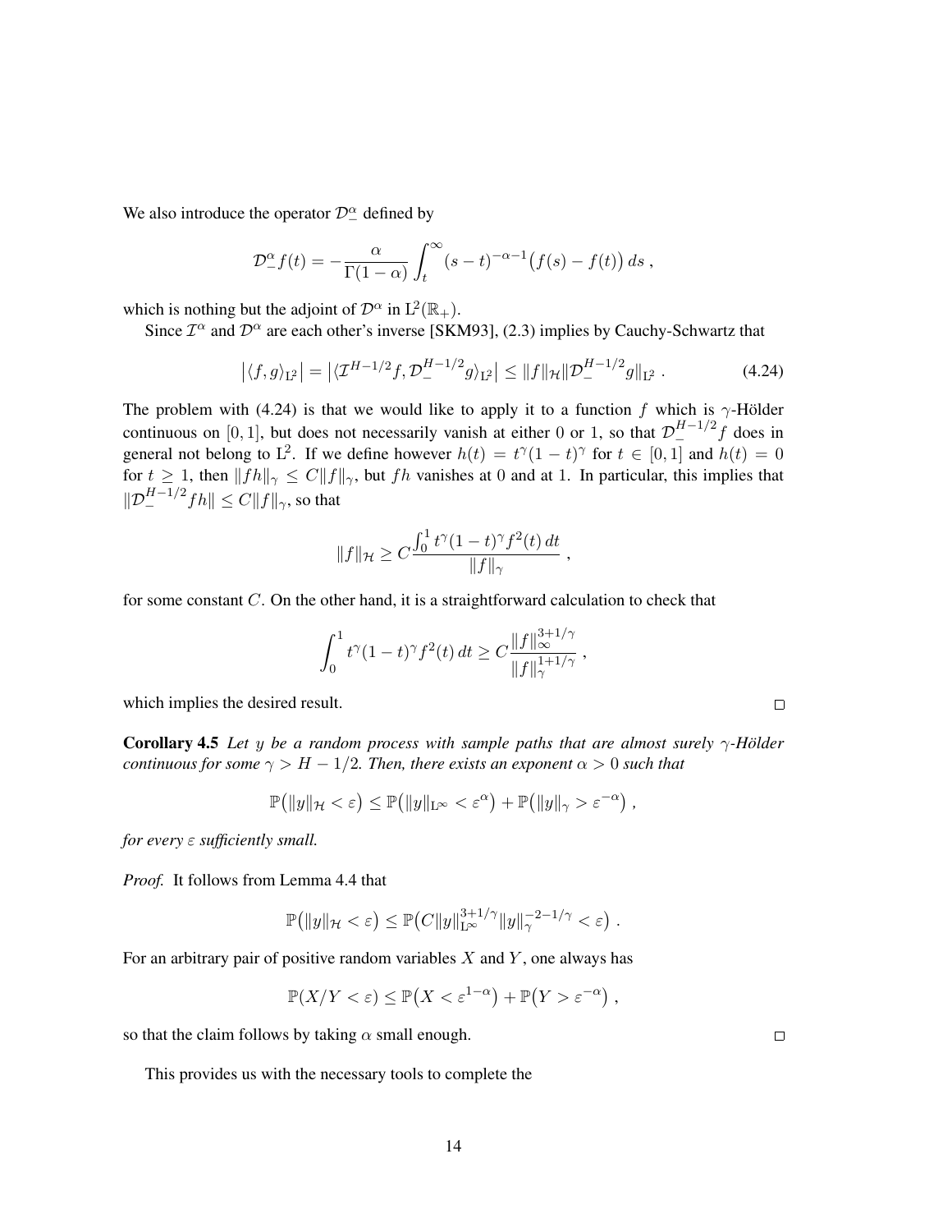We also introduce the operator $\mathcal{D}_-^\alpha$ defined by

$$\mathcal{D}_-^\alpha f(t) = -\frac{\alpha}{\Gamma(1-\alpha)} \int_t^\infty (s-t)^{-\alpha-1}\big(f(s) - f(t)\big)\, ds\;,$$

which is nothing but the adjoint of $\mathcal{D}^\alpha$ in $\mathrm{L}^2(\mathbb{R}_+)$.

Since $\mathcal{I}^\alpha$ and $\mathcal{D}^\alpha$ are each other's inverse [SKM93], (2.3) implies by Cauchy-Schwartz that

$$\big|\langle f, g\rangle_{\mathrm{L}^2}\big| = \big|\langle \mathcal{I}^{H-1/2} f, \mathcal{D}_-^{H-1/2} g\rangle_{\mathrm{L}^2}\big| \le \|f\|_{\mathcal{H}} \|\mathcal{D}_-^{H-1/2} g\|_{\mathrm{L}^2}\;. \tag{4.24}$$

The problem with (4.24) is that we would like to apply it to a function $f$ which is $\gamma$-Hölder continuous on $[0,1]$, but does not necessarily vanish at either $0$ or $1$, so that $\mathcal{D}_-^{H-1/2} f$ does in general not belong to $\mathrm{L}^2$. If we define however $h(t) = t^\gamma (1-t)^\gamma$ for $t \in [0,1]$ and $h(t) = 0$ for $t \ge 1$, then $\|fh\|_\gamma \le C\|f\|_\gamma$, but $fh$ vanishes at $0$ and at $1$. In particular, this implies that $\|\mathcal{D}_-^{H-1/2} fh\| \le C\|f\|_\gamma$, so that

$$\|f\|_{\mathcal{H}} \ge C \frac{\int_0^1 t^\gamma (1-t)^\gamma f^2(t)\, dt}{\|f\|_\gamma}\;,$$

for some constant $C$. On the other hand, it is a straightforward calculation to check that

$$\int_0^1 t^\gamma (1-t)^\gamma f^2(t)\, dt \ge C \frac{\|f\|_\infty^{3+1/\gamma}}{\|f\|_\gamma^{1+1/\gamma}}\;,$$

which implies the desired result. □

**Corollary 4.5** *Let $y$ be a random process with sample paths that are almost surely $\gamma$-Hölder continuous for some $\gamma > H - 1/2$. Then, there exists an exponent $\alpha > 0$ such that*

$$\mathbb{P}\big(\|y\|_{\mathcal{H}} < \varepsilon\big) \le \mathbb{P}\big(\|y\|_{\mathrm{L}^\infty} < \varepsilon^\alpha\big) + \mathbb{P}\big(\|y\|_\gamma > \varepsilon^{-\alpha}\big)\;,$$

*for every $\varepsilon$ sufficiently small.*

*Proof.* It follows from Lemma 4.4 that

$$\mathbb{P}\big(\|y\|_{\mathcal{H}} < \varepsilon\big) \le \mathbb{P}\big(C\|y\|_{\mathrm{L}^\infty}^{3+1/\gamma} \|y\|_\gamma^{-2-1/\gamma} < \varepsilon\big)\;.$$

For an arbitrary pair of positive random variables $X$ and $Y$, one always has

$$\mathbb{P}(X/Y < \varepsilon) \le \mathbb{P}\big(X < \varepsilon^{1-\alpha}\big) + \mathbb{P}\big(Y > \varepsilon^{-\alpha}\big)\;,$$

so that the claim follows by taking $\alpha$ small enough. □

This provides us with the necessary tools to complete the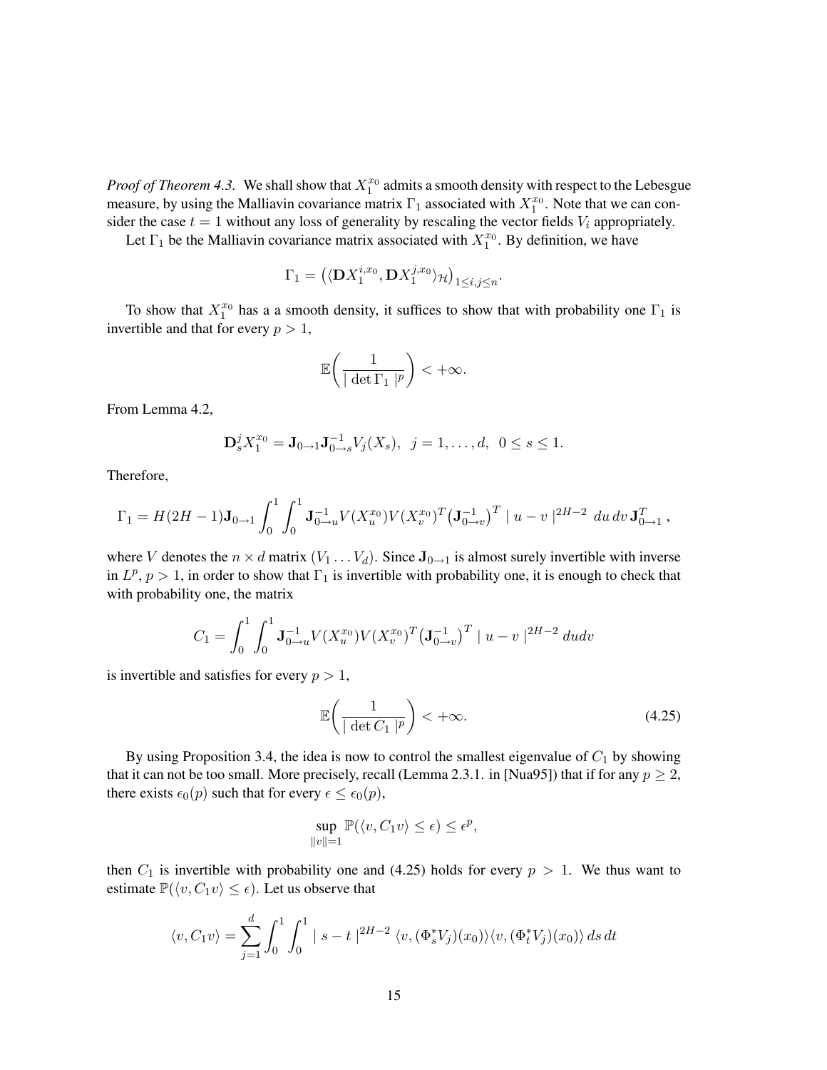*Proof of Theorem 4.3.* We shall show that $X_1^{x_0}$ admits a smooth density with respect to the Lebesgue measure, by using the Malliavin covariance matrix $\Gamma_1$ associated with $X_1^{x_0}$. Note that we can consider the case $t = 1$ without any loss of generality by rescaling the vector fields $V_i$ appropriately.

Let $\Gamma_1$ be the Malliavin covariance matrix associated with $X_1^{x_0}$. By definition, we have

$$\Gamma_1 = \left( \langle \mathbf{D} X_1^{i,x_0}, \mathbf{D} X_1^{j,x_0} \rangle_{\mathcal{H}} \right)_{1 \le i,j \le n}.$$

To show that $X_1^{x_0}$ has a a smooth density, it suffices to show that with probability one $\Gamma_1$ is invertible and that for every $p > 1$,

$$\mathbb{E}\left( \frac{1}{|\det \Gamma_1|^p} \right) < +\infty.$$

From Lemma 4.2,

$$\mathbf{D}_s^j X_1^{x_0} = \mathbf{J}_{0\to 1} \mathbf{J}_{0\to s}^{-1} V_j(X_s), \quad j = 1, \ldots, d, \quad 0 \le s \le 1.$$

Therefore,

$$\Gamma_1 = H(2H-1) \mathbf{J}_{0\to 1} \int_0^1 \int_0^1 \mathbf{J}_{0\to u}^{-1} V(X_u^{x_0}) V(X_v^{x_0})^T \left( \mathbf{J}_{0\to v}^{-1} \right)^T |u - v|^{2H-2} \, du \, dv \, \mathbf{J}_{0\to 1}^T,$$

where $V$ denotes the $n \times d$ matrix $(V_1 \ldots V_d)$. Since $\mathbf{J}_{0\to 1}$ is almost surely invertible with inverse in $L^p$, $p > 1$, in order to show that $\Gamma_1$ is invertible with probability one, it is enough to check that with probability one, the matrix

$$C_1 = \int_0^1 \int_0^1 \mathbf{J}_{0\to u}^{-1} V(X_u^{x_0}) V(X_v^{x_0})^T \left( \mathbf{J}_{0\to v}^{-1} \right)^T |u - v|^{2H-2} \, du dv$$

is invertible and satisfies for every $p > 1$,

$$\mathbb{E}\left( \frac{1}{|\det C_1|^p} \right) < +\infty. \tag{4.25}$$

By using Proposition 3.4, the idea is now to control the smallest eigenvalue of $C_1$ by showing that it can not be too small. More precisely, recall (Lemma 2.3.1. in [Nua95]) that if for any $p \ge 2$, there exists $\epsilon_0(p)$ such that for every $\epsilon \le \epsilon_0(p)$,

$$\sup_{\|v\|=1} \mathbb{P}(\langle v, C_1 v \rangle \le \epsilon) \le \epsilon^p,$$

then $C_1$ is invertible with probability one and (4.25) holds for every $p > 1$. We thus want to estimate $\mathbb{P}(\langle v, C_1 v \rangle \le \epsilon)$. Let us observe that

$$\langle v, C_1 v \rangle = \sum_{j=1}^d \int_0^1 \int_0^1 |s - t|^{2H-2} \langle v, (\Phi_s^* V_j)(x_0) \rangle \langle v, (\Phi_t^* V_j)(x_0) \rangle \, ds \, dt$$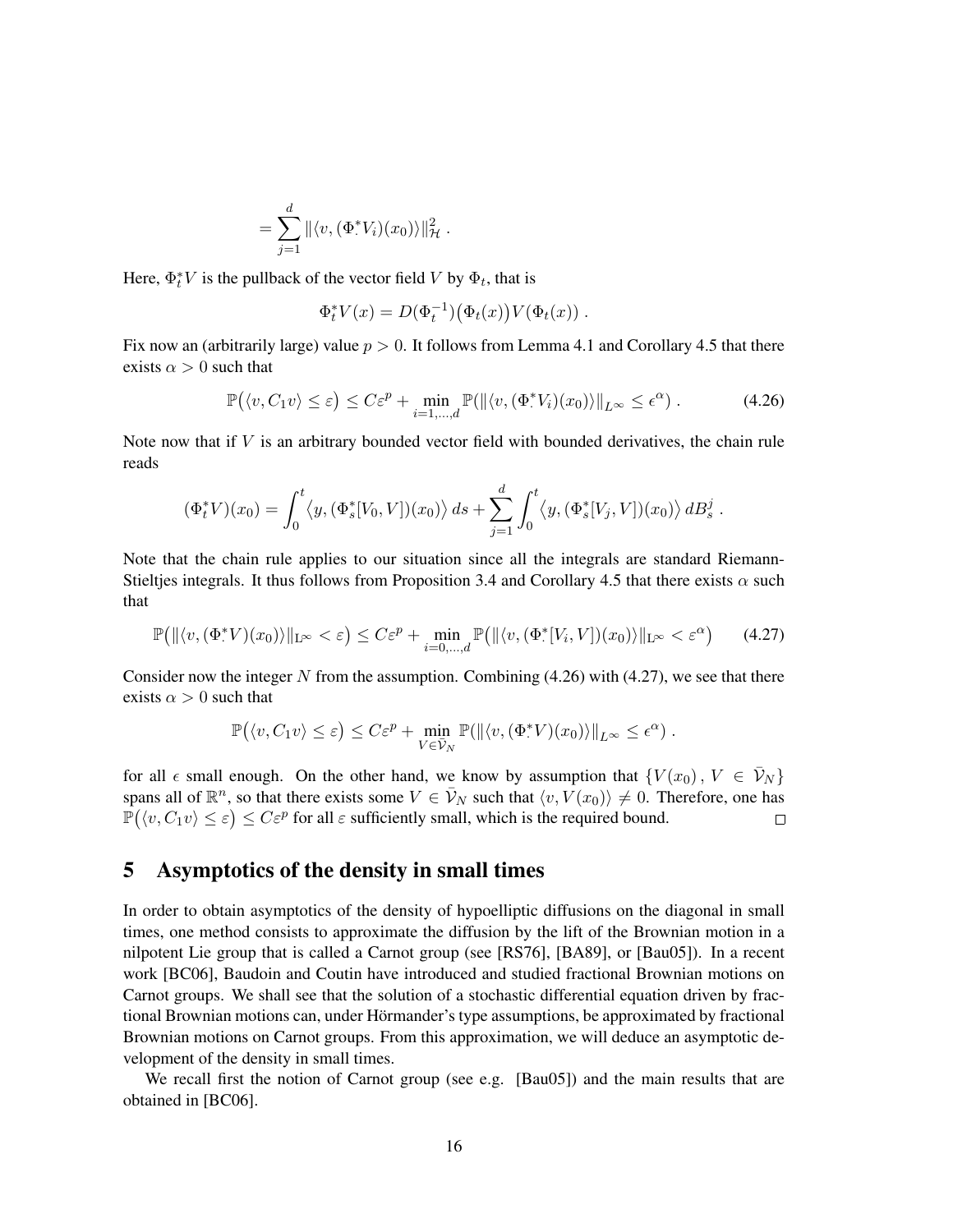$$= \sum_{j=1}^{d} \|\langle v, (\Phi_\cdot^* V_i)(x_0)\rangle\|_{\mathcal{H}}^2 \; .$$

Here, $\Phi_t^* V$ is the pullback of the vector field $V$ by $\Phi_t$, that is

$$\Phi_t^* V(x) = D(\Phi_t^{-1})\big(\Phi_t(x)\big) V(\Phi_t(x)) \; .$$

Fix now an (arbitrarily large) value $p > 0$. It follows from Lemma 4.1 and Corollary 4.5 that there exists $\alpha > 0$ such that

$$\mathbb{P}\big(\langle v, C_1 v\rangle \leq \varepsilon\big) \leq C\varepsilon^p + \min_{i=1,\ldots,d} \mathbb{P}(\|\langle v, (\Phi_\cdot^* V_i)(x_0)\rangle\|_{L^\infty} \leq \epsilon^\alpha) \; . \tag{4.26}$$

Note now that if $V$ is an arbitrary bounded vector field with bounded derivatives, the chain rule reads

$$(\Phi_t^* V)(x_0) = \int_0^t \big\langle y, (\Phi_s^*[V_0, V])(x_0)\big\rangle \, ds + \sum_{j=1}^{d} \int_0^t \big\langle y, (\Phi_s^*[V_j, V])(x_0)\big\rangle \, dB_s^j \; .$$

Note that the chain rule applies to our situation since all the integrals are standard Riemann-Stieltjes integrals. It thus follows from Proposition 3.4 and Corollary 4.5 that there exists $\alpha$ such that

$$\mathbb{P}\big(\|\langle v, (\Phi_\cdot^* V)(x_0)\rangle\|_{\mathrm{L}^\infty} < \varepsilon\big) \leq C\varepsilon^p + \min_{i=0,\ldots,d} \mathbb{P}\big(\|\langle v, (\Phi_\cdot^*[V_i, V])(x_0)\rangle\|_{\mathrm{L}^\infty} < \varepsilon^\alpha\big) \tag{4.27}$$

Consider now the integer $N$ from the assumption. Combining (4.26) with (4.27), we see that there exists $\alpha > 0$ such that

$$\mathbb{P}\big(\langle v, C_1 v\rangle \leq \varepsilon\big) \leq C\varepsilon^p + \min_{V \in \bar{\mathcal{V}}_N} \mathbb{P}(\|\langle v, (\Phi_\cdot^* V)(x_0)\rangle\|_{L^\infty} \leq \epsilon^\alpha) \; .$$

for all $\epsilon$ small enough. On the other hand, we know by assumption that $\{V(x_0)\,,\, V \in \bar{\mathcal{V}}_N\}$ spans all of $\mathbb{R}^n$, so that there exists some $V \in \bar{\mathcal{V}}_N$ such that $\langle v, V(x_0)\rangle \neq 0$. Therefore, one has $\mathbb{P}\big(\langle v, C_1 v\rangle \leq \varepsilon\big) \leq C\varepsilon^p$ for all $\varepsilon$ sufficiently small, which is the required bound. $\square$

# 5 Asymptotics of the density in small times

In order to obtain asymptotics of the density of hypoelliptic diffusions on the diagonal in small times, one method consists to approximate the diffusion by the lift of the Brownian motion in a nilpotent Lie group that is called a Carnot group (see [RS76], [BA89], or [Bau05]). In a recent work [BC06], Baudoin and Coutin have introduced and studied fractional Brownian motions on Carnot groups. We shall see that the solution of a stochastic differential equation driven by fractional Brownian motions can, under Hörmander's type assumptions, be approximated by fractional Brownian motions on Carnot groups. From this approximation, we will deduce an asymptotic development of the density in small times.

We recall first the notion of Carnot group (see e.g. [Bau05]) and the main results that are obtained in [BC06].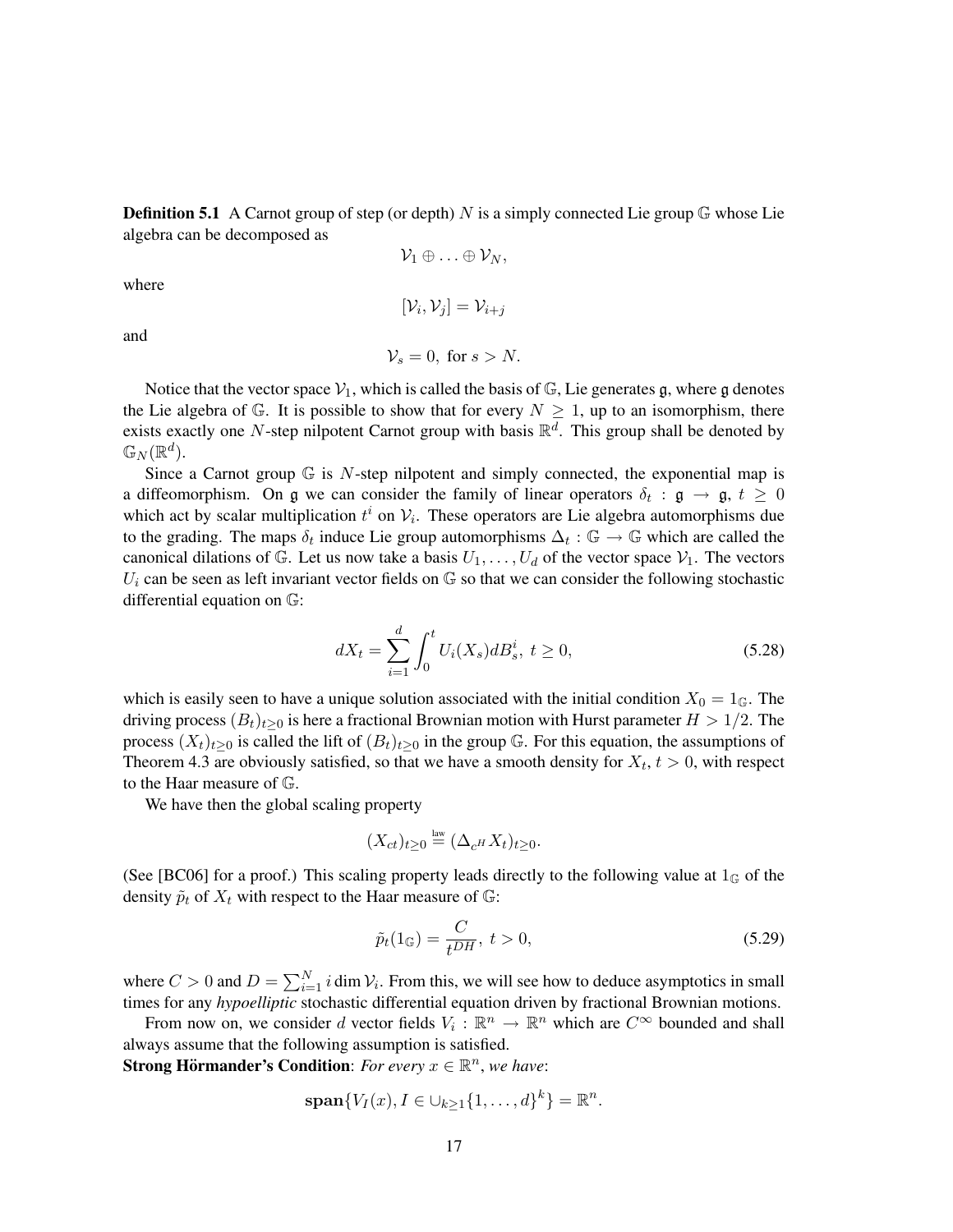**Definition 5.1** A Carnot group of step (or depth) $N$ is a simply connected Lie group $\mathbb{G}$ whose Lie algebra can be decomposed as

$$\mathcal{V}_1 \oplus \ldots \oplus \mathcal{V}_N,$$

where

$$[\mathcal{V}_i, \mathcal{V}_j] = \mathcal{V}_{i+j}$$

and

$$\mathcal{V}_s = 0, \text{ for } s > N.$$

Notice that the vector space $\mathcal{V}_1$, which is called the basis of $\mathbb{G}$, Lie generates $\mathfrak{g}$, where $\mathfrak{g}$ denotes the Lie algebra of $\mathbb{G}$. It is possible to show that for every $N \geq 1$, up to an isomorphism, there exists exactly one $N$-step nilpotent Carnot group with basis $\mathbb{R}^d$. This group shall be denoted by $\mathbb{G}_N(\mathbb{R}^d)$.

Since a Carnot group $\mathbb{G}$ is $N$-step nilpotent and simply connected, the exponential map is a diffeomorphism. On $\mathfrak{g}$ we can consider the family of linear operators $\delta_t : \mathfrak{g} \to \mathfrak{g}$, $t \geq 0$ which act by scalar multiplication $t^i$ on $\mathcal{V}_i$. These operators are Lie algebra automorphisms due to the grading. The maps $\delta_t$ induce Lie group automorphisms $\Delta_t : \mathbb{G} \to \mathbb{G}$ which are called the canonical dilations of $\mathbb{G}$. Let us now take a basis $U_1, \ldots, U_d$ of the vector space $\mathcal{V}_1$. The vectors $U_i$ can be seen as left invariant vector fields on $\mathbb{G}$ so that we can consider the following stochastic differential equation on $\mathbb{G}$:

$$dX_t = \sum_{i=1}^{d} \int_0^t U_i(X_s) dB_s^i, \ t \geq 0, \tag{5.28}$$

which is easily seen to have a unique solution associated with the initial condition $X_0 = 1_{\mathbb{G}}$. The driving process $(B_t)_{t\geq 0}$ is here a fractional Brownian motion with Hurst parameter $H > 1/2$. The process $(X_t)_{t\geq 0}$ is called the lift of $(B_t)_{t\geq 0}$ in the group $\mathbb{G}$. For this equation, the assumptions of Theorem 4.3 are obviously satisfied, so that we have a smooth density for $X_t$, $t > 0$, with respect to the Haar measure of $\mathbb{G}$.

We have then the global scaling property

$$(X_{ct})_{t\geq 0} \overset{\text{law}}{=} (\Delta_{c^H} X_t)_{t\geq 0}.$$

(See [BC06] for a proof.) This scaling property leads directly to the following value at $1_{\mathbb{G}}$ of the density $\tilde{p}_t$ of $X_t$ with respect to the Haar measure of $\mathbb{G}$:

$$\tilde{p}_t(1_{\mathbb{G}}) = \frac{C}{t^{DH}}, \ t > 0, \tag{5.29}$$

where $C > 0$ and $D = \sum_{i=1}^{N} i \dim \mathcal{V}_i$. From this, we will see how to deduce asymptotics in small times for any *hypoelliptic* stochastic differential equation driven by fractional Brownian motions.

From now on, we consider $d$ vector fields $V_i : \mathbb{R}^n \to \mathbb{R}^n$ which are $C^\infty$ bounded and shall always assume that the following assumption is satisfied.

**Strong Hörmander's Condition**: *For every $x \in \mathbb{R}^n$, we have*:

$$\mathbf{span}\{V_I(x), I \in \cup_{k\geq 1}\{1, \ldots, d\}^k\} = \mathbb{R}^n.$$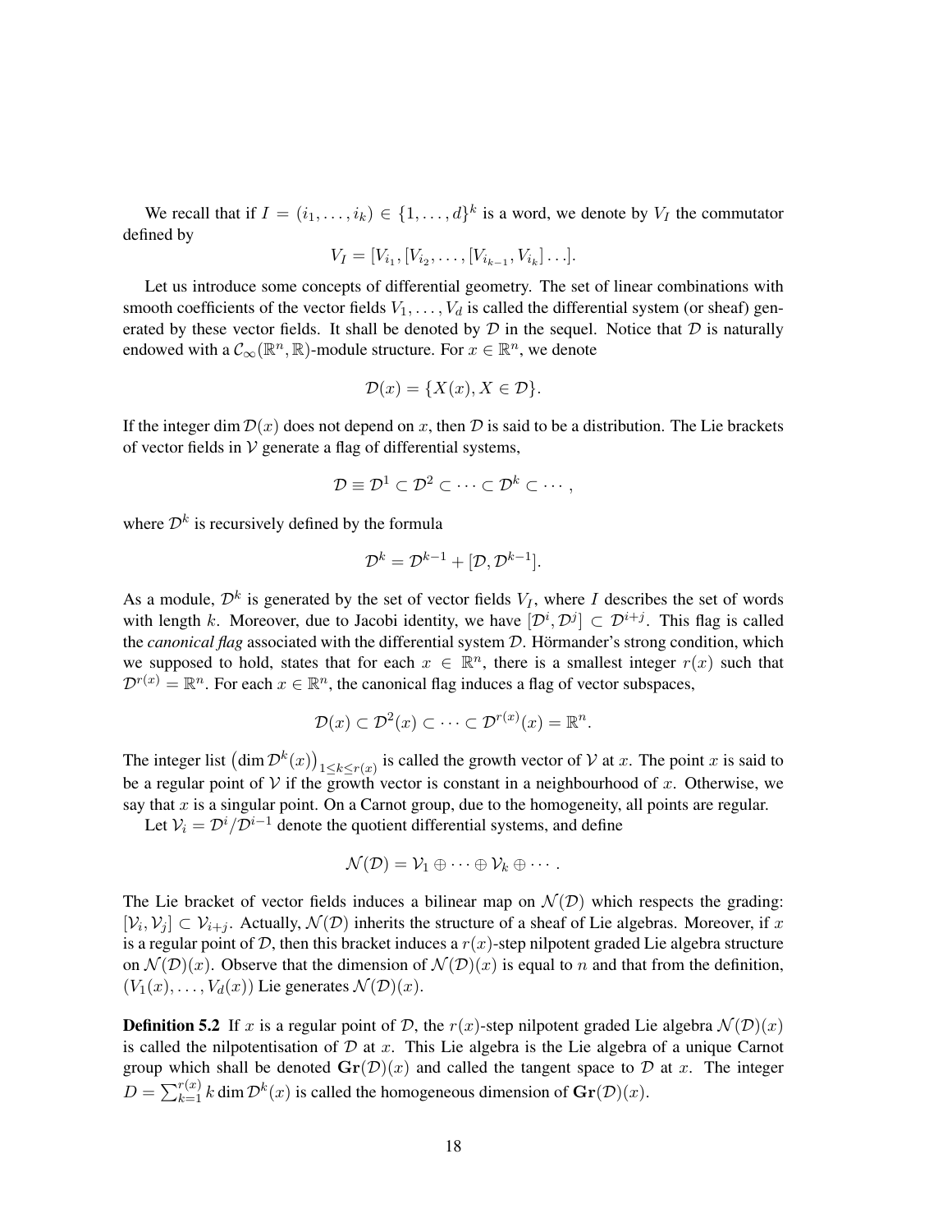We recall that if $I = (i_1, \ldots, i_k) \in \{1, \ldots, d\}^k$ is a word, we denote by $V_I$ the commutator defined by

$$V_I = [V_{i_1}, [V_{i_2}, \ldots, [V_{i_{k-1}}, V_{i_k}] \ldots].$$

Let us introduce some concepts of differential geometry. The set of linear combinations with smooth coefficients of the vector fields $V_1, \ldots, V_d$ is called the differential system (or sheaf) generated by these vector fields. It shall be denoted by $\mathcal{D}$ in the sequel. Notice that $\mathcal{D}$ is naturally endowed with a $\mathcal{C}_\infty(\mathbb{R}^n, \mathbb{R})$-module structure. For $x \in \mathbb{R}^n$, we denote

$$\mathcal{D}(x) = \{X(x), X \in \mathcal{D}\}.$$

If the integer $\dim \mathcal{D}(x)$ does not depend on $x$, then $\mathcal{D}$ is said to be a distribution. The Lie brackets of vector fields in $\mathcal{V}$ generate a flag of differential systems,

$$\mathcal{D} \equiv \mathcal{D}^1 \subset \mathcal{D}^2 \subset \cdots \subset \mathcal{D}^k \subset \cdots,$$

where $\mathcal{D}^k$ is recursively defined by the formula

$$\mathcal{D}^k = \mathcal{D}^{k-1} + [\mathcal{D}, \mathcal{D}^{k-1}].$$

As a module, $\mathcal{D}^k$ is generated by the set of vector fields $V_I$, where $I$ describes the set of words with length $k$. Moreover, due to Jacobi identity, we have $[\mathcal{D}^i, \mathcal{D}^j] \subset \mathcal{D}^{i+j}$. This flag is called the *canonical flag* associated with the differential system $\mathcal{D}$. Hörmander's strong condition, which we supposed to hold, states that for each $x \in \mathbb{R}^n$, there is a smallest integer $r(x)$ such that $\mathcal{D}^{r(x)} = \mathbb{R}^n$. For each $x \in \mathbb{R}^n$, the canonical flag induces a flag of vector subspaces,

$$\mathcal{D}(x) \subset \mathcal{D}^2(x) \subset \cdots \subset \mathcal{D}^{r(x)}(x) = \mathbb{R}^n.$$

The integer list $\left(\dim \mathcal{D}^k(x)\right)_{1 \le k \le r(x)}$ is called the growth vector of $\mathcal{V}$ at $x$. The point $x$ is said to be a regular point of $\mathcal{V}$ if the growth vector is constant in a neighbourhood of $x$. Otherwise, we say that $x$ is a singular point. On a Carnot group, due to the homogeneity, all points are regular.

Let $\mathcal{V}_i = \mathcal{D}^i / \mathcal{D}^{i-1}$ denote the quotient differential systems, and define

$$\mathcal{N}(\mathcal{D}) = \mathcal{V}_1 \oplus \cdots \oplus \mathcal{V}_k \oplus \cdots.$$

The Lie bracket of vector fields induces a bilinear map on $\mathcal{N}(\mathcal{D})$ which respects the grading: $[\mathcal{V}_i, \mathcal{V}_j] \subset \mathcal{V}_{i+j}$. Actually, $\mathcal{N}(\mathcal{D})$ inherits the structure of a sheaf of Lie algebras. Moreover, if $x$ is a regular point of $\mathcal{D}$, then this bracket induces a $r(x)$-step nilpotent graded Lie algebra structure on $\mathcal{N}(\mathcal{D})(x)$. Observe that the dimension of $\mathcal{N}(\mathcal{D})(x)$ is equal to $n$ and that from the definition, $(V_1(x), \ldots, V_d(x))$ Lie generates $\mathcal{N}(\mathcal{D})(x)$.

**Definition 5.2** If $x$ is a regular point of $\mathcal{D}$, the $r(x)$-step nilpotent graded Lie algebra $\mathcal{N}(\mathcal{D})(x)$ is called the nilpotentisation of $\mathcal{D}$ at $x$. This Lie algebra is the Lie algebra of a unique Carnot group which shall be denoted $\mathbf{Gr}(\mathcal{D})(x)$ and called the tangent space to $\mathcal{D}$ at $x$. The integer $D = \sum_{k=1}^{r(x)} k \dim \mathcal{D}^k(x)$ is called the homogeneous dimension of $\mathbf{Gr}(\mathcal{D})(x)$.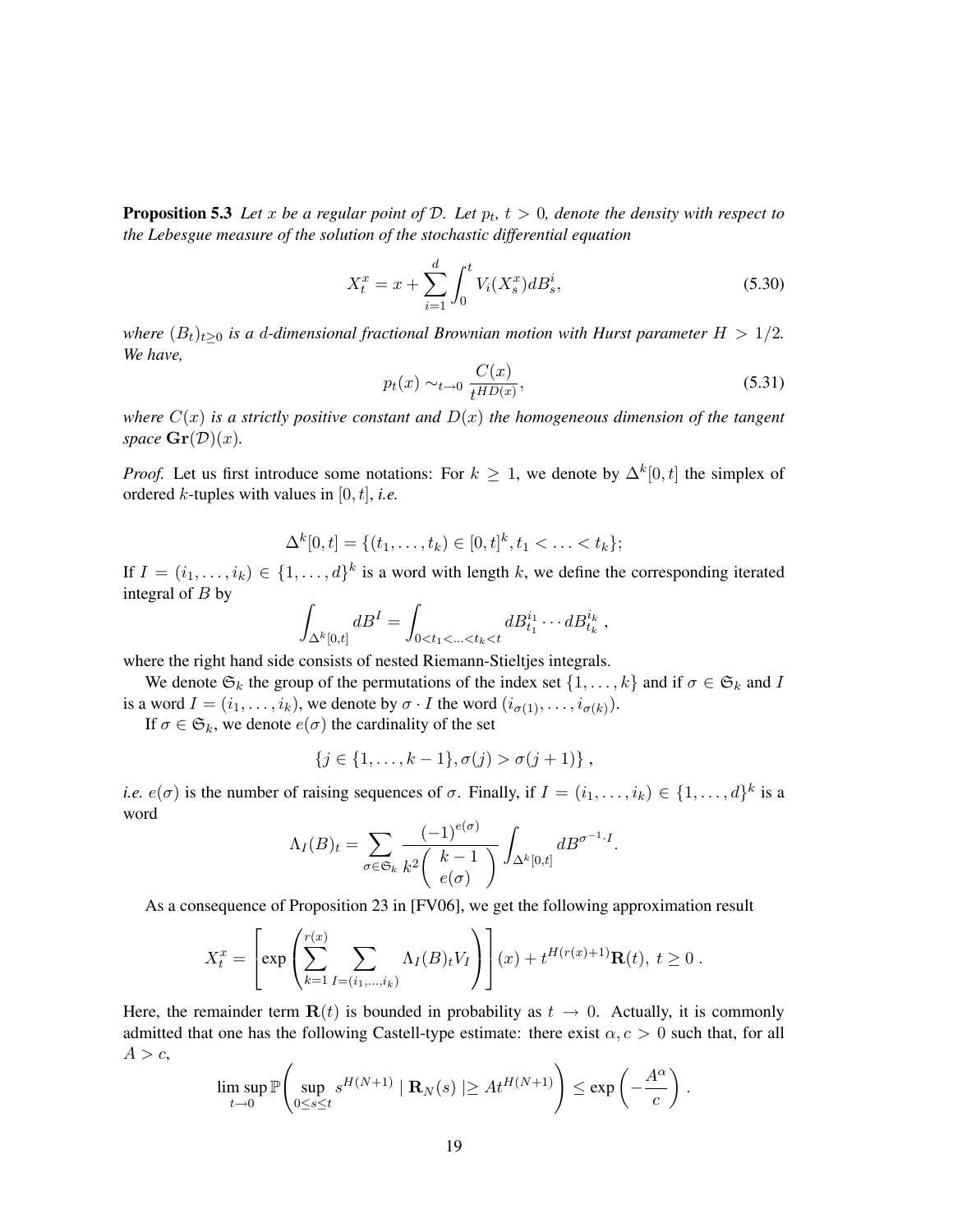**Proposition 5.3** *Let $x$ be a regular point of $\mathcal{D}$. Let $p_t$, $t > 0$, denote the density with respect to the Lebesgue measure of the solution of the stochastic differential equation*

$$X_t^x = x + \sum_{i=1}^{d} \int_0^t V_i(X_s^x) dB_s^i, \tag{5.30}$$

*where $(B_t)_{t \geq 0}$ is a $d$-dimensional fractional Brownian motion with Hurst parameter $H > 1/2$. We have,*

$$p_t(x) \sim_{t \to 0} \frac{C(x)}{t^{HD(x)}}, \tag{5.31}$$

*where $C(x)$ is a strictly positive constant and $D(x)$ the homogeneous dimension of the tangent space $\mathbf{Gr}(\mathcal{D})(x)$.*

*Proof.* Let us first introduce some notations: For $k \geq 1$, we denote by $\Delta^k[0,t]$ the simplex of ordered $k$-tuples with values in $[0,t]$, *i.e.*

$$\Delta^k[0,t] = \{(t_1, \ldots, t_k) \in [0,t]^k, t_1 < \ldots < t_k\};$$

If $I = (i_1, \ldots, i_k) \in \{1, \ldots, d\}^k$ is a word with length $k$, we define the corresponding iterated integral of $B$ by

$$\int_{\Delta^k[0,t]} dB^I = \int_{0 < t_1 < \ldots < t_k < t} dB_{t_1}^{i_1} \cdots dB_{t_k}^{i_k} \,,$$

where the right hand side consists of nested Riemann-Stieltjes integrals.

We denote $\mathfrak{S}_k$ the group of the permutations of the index set $\{1, \ldots, k\}$ and if $\sigma \in \mathfrak{S}_k$ and $I$ is a word $I = (i_1, \ldots, i_k)$, we denote by $\sigma \cdot I$ the word $(i_{\sigma(1)}, \ldots, i_{\sigma(k)})$.

If $\sigma \in \mathfrak{S}_k$, we denote $e(\sigma)$ the cardinality of the set

$$\{j \in \{1, \ldots, k-1\}, \sigma(j) > \sigma(j+1)\} \,,$$

*i.e.* $e(\sigma)$ is the number of raising sequences of $\sigma$. Finally, if $I = (i_1, \ldots, i_k) \in \{1, \ldots, d\}^k$ is a word

$$\Lambda_I(B)_t = \sum_{\sigma \in \mathfrak{S}_k} \frac{(-1)^{e(\sigma)}}{k^2 \begin{pmatrix} k-1 \\ e(\sigma) \end{pmatrix}} \int_{\Delta^k[0,t]} dB^{\sigma^{-1} \cdot I}.$$

As a consequence of Proposition 23 in [FV06], we get the following approximation result

$$X_t^x = \left[ \exp\left( \sum_{k=1}^{r(x)} \sum_{I=(i_1,\ldots,i_k)} \Lambda_I(B)_t V_I \right) \right](x) + t^{H(r(x)+1)} \mathbf{R}(t), \; t \geq 0 \,.$$

Here, the remainder term $\mathbf{R}(t)$ is bounded in probability as $t \to 0$. Actually, it is commonly admitted that one has the following Castell-type estimate: there exist $\alpha, c > 0$ such that, for all $A > c$,

$$\limsup_{t \to 0} \mathbb{P}\left( \sup_{0 \leq s \leq t} s^{H(N+1)} \mid \mathbf{R}_N(s) \mid \geq A t^{H(N+1)} \right) \leq \exp\left( -\frac{A^\alpha}{c} \right) .$$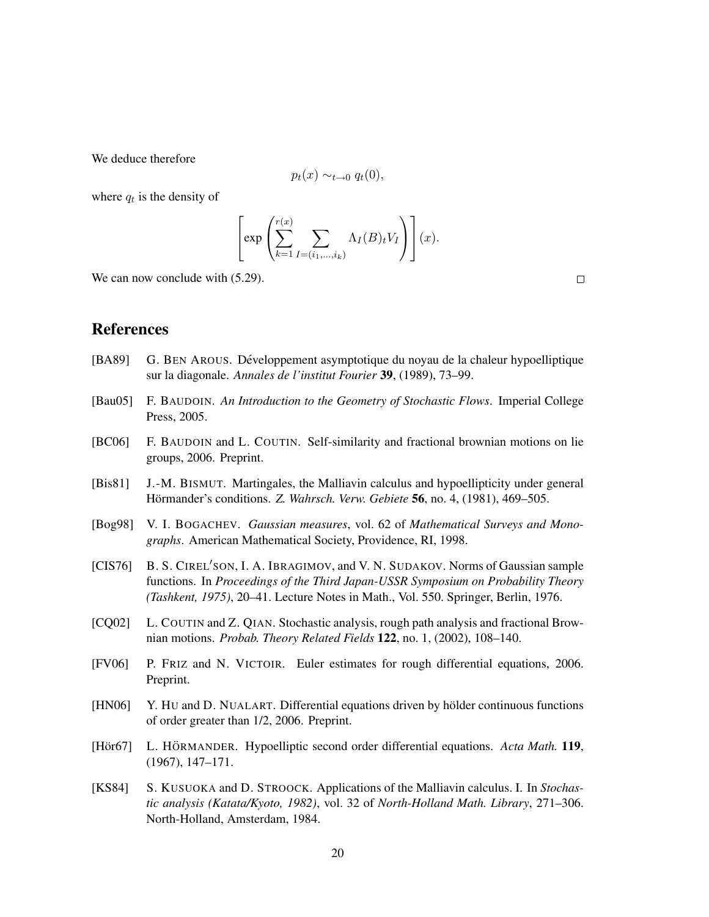We deduce therefore

$$p_t(x) \sim_{t \to 0} q_t(0),$$

where $q_t$ is the density of

$$\left[ \exp \left( \sum_{k=1}^{r(x)} \sum_{I=(i_1,\dots,i_k)} \Lambda_I(B)_t V_I \right) \right](x).$$

We can now conclude with (5.29). □

## References

[BA89] G. BEN AROUS. Développement asymptotique du noyau de la chaleur hypoelliptique sur la diagonale. *Annales de l'institut Fourier* **39**, (1989), 73–99.

[Bau05] F. BAUDOIN. *An Introduction to the Geometry of Stochastic Flows*. Imperial College Press, 2005.

[BC06] F. BAUDOIN and L. COUTIN. Self-similarity and fractional brownian motions on lie groups, 2006. Preprint.

[Bis81] J.-M. BISMUT. Martingales, the Malliavin calculus and hypoellipticity under general Hörmander's conditions. *Z. Wahrsch. Verw. Gebiete* **56**, no. 4, (1981), 469–505.

[Bog98] V. I. BOGACHEV. *Gaussian measures*, vol. 62 of *Mathematical Surveys and Monographs*. American Mathematical Society, Providence, RI, 1998.

[CIS76] B. S. CIREL′SON, I. A. IBRAGIMOV, and V. N. SUDAKOV. Norms of Gaussian sample functions. In *Proceedings of the Third Japan-USSR Symposium on Probability Theory (Tashkent, 1975)*, 20–41. Lecture Notes in Math., Vol. 550. Springer, Berlin, 1976.

[CQ02] L. COUTIN and Z. QIAN. Stochastic analysis, rough path analysis and fractional Brownian motions. *Probab. Theory Related Fields* **122**, no. 1, (2002), 108–140.

[FV06] P. FRIZ and N. VICTOIR. Euler estimates for rough differential equations, 2006. Preprint.

[HN06] Y. HU and D. NUALART. Differential equations driven by hölder continuous functions of order greater than 1/2, 2006. Preprint.

[Hör67] L. HÖRMANDER. Hypoelliptic second order differential equations. *Acta Math.* **119**, (1967), 147–171.

[KS84] S. KUSUOKA and D. STROOCK. Applications of the Malliavin calculus. I. In *Stochastic analysis (Katata/Kyoto, 1982)*, vol. 32 of *North-Holland Math. Library*, 271–306. North-Holland, Amsterdam, 1984.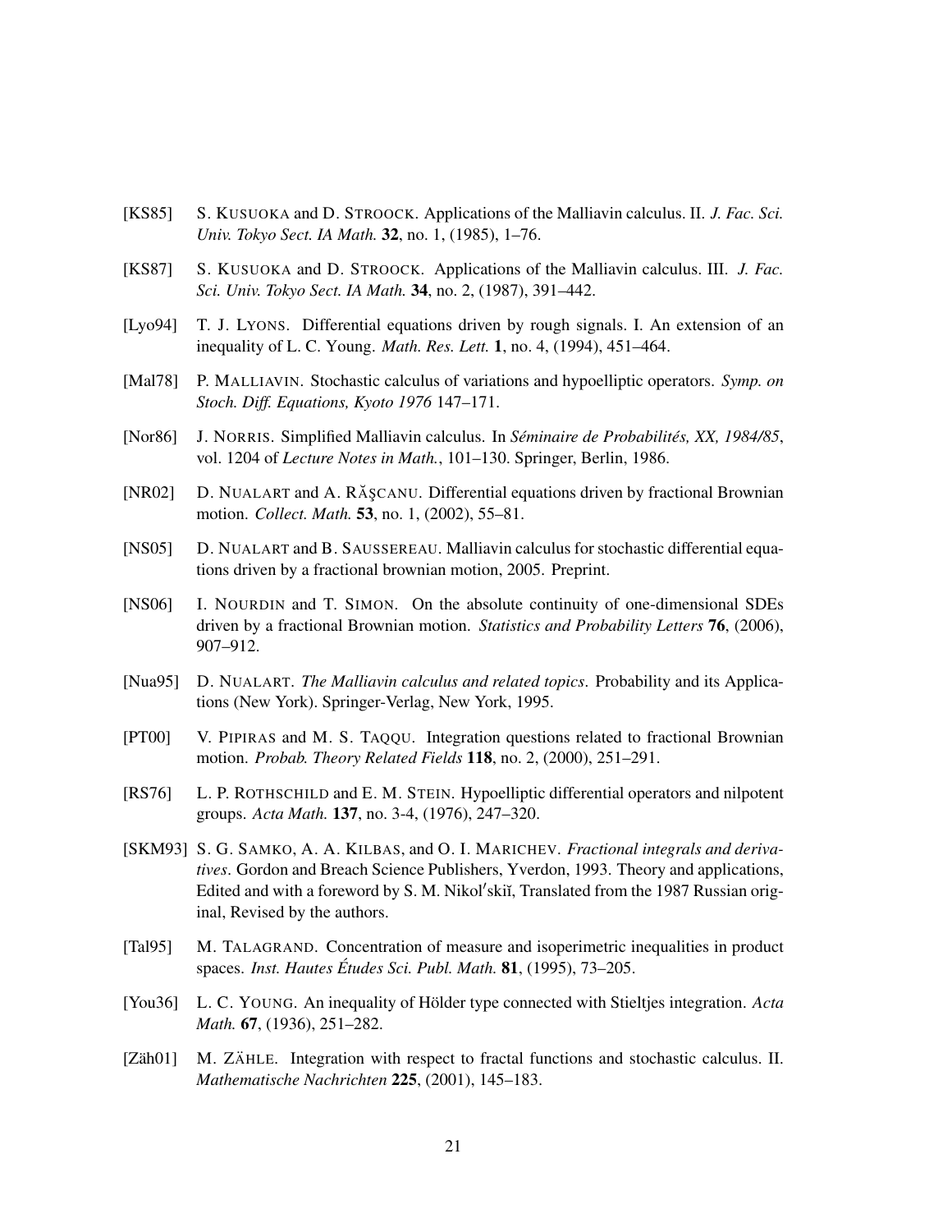[KS85] S. KUSUOKA and D. STROOCK. Applications of the Malliavin calculus. II. *J. Fac. Sci. Univ. Tokyo Sect. IA Math.* **32**, no. 1, (1985), 1–76.

[KS87] S. KUSUOKA and D. STROOCK. Applications of the Malliavin calculus. III. *J. Fac. Sci. Univ. Tokyo Sect. IA Math.* **34**, no. 2, (1987), 391–442.

[Lyo94] T. J. LYONS. Differential equations driven by rough signals. I. An extension of an inequality of L. C. Young. *Math. Res. Lett.* **1**, no. 4, (1994), 451–464.

[Mal78] P. MALLIAVIN. Stochastic calculus of variations and hypoelliptic operators. *Symp. on Stoch. Diff. Equations, Kyoto 1976* 147–171.

[Nor86] J. NORRIS. Simplified Malliavin calculus. In *Séminaire de Probabilités, XX, 1984/85*, vol. 1204 of *Lecture Notes in Math.*, 101–130. Springer, Berlin, 1986.

[NR02] D. NUALART and A. RĂŞCANU. Differential equations driven by fractional Brownian motion. *Collect. Math.* **53**, no. 1, (2002), 55–81.

[NS05] D. NUALART and B. SAUSSEREAU. Malliavin calculus for stochastic differential equations driven by a fractional brownian motion, 2005. Preprint.

[NS06] I. NOURDIN and T. SIMON. On the absolute continuity of one-dimensional SDEs driven by a fractional Brownian motion. *Statistics and Probability Letters* **76**, (2006), 907–912.

[Nua95] D. NUALART. *The Malliavin calculus and related topics*. Probability and its Applications (New York). Springer-Verlag, New York, 1995.

[PT00] V. PIPIRAS and M. S. TAQQU. Integration questions related to fractional Brownian motion. *Probab. Theory Related Fields* **118**, no. 2, (2000), 251–291.

[RS76] L. P. ROTHSCHILD and E. M. STEIN. Hypoelliptic differential operators and nilpotent groups. *Acta Math.* **137**, no. 3-4, (1976), 247–320.

[SKM93] S. G. SAMKO, A. A. KILBAS, and O. I. MARICHEV. *Fractional integrals and derivatives*. Gordon and Breach Science Publishers, Yverdon, 1993. Theory and applications, Edited and with a foreword by S. M. Nikol′skiĭ, Translated from the 1987 Russian original, Revised by the authors.

[Tal95] M. TALAGRAND. Concentration of measure and isoperimetric inequalities in product spaces. *Inst. Hautes Études Sci. Publ. Math.* **81**, (1995), 73–205.

[You36] L. C. YOUNG. An inequality of Hölder type connected with Stieltjes integration. *Acta Math.* **67**, (1936), 251–282.

[Zäh01] M. ZÄHLE. Integration with respect to fractal functions and stochastic calculus. II. *Mathematische Nachrichten* **225**, (2001), 145–183.